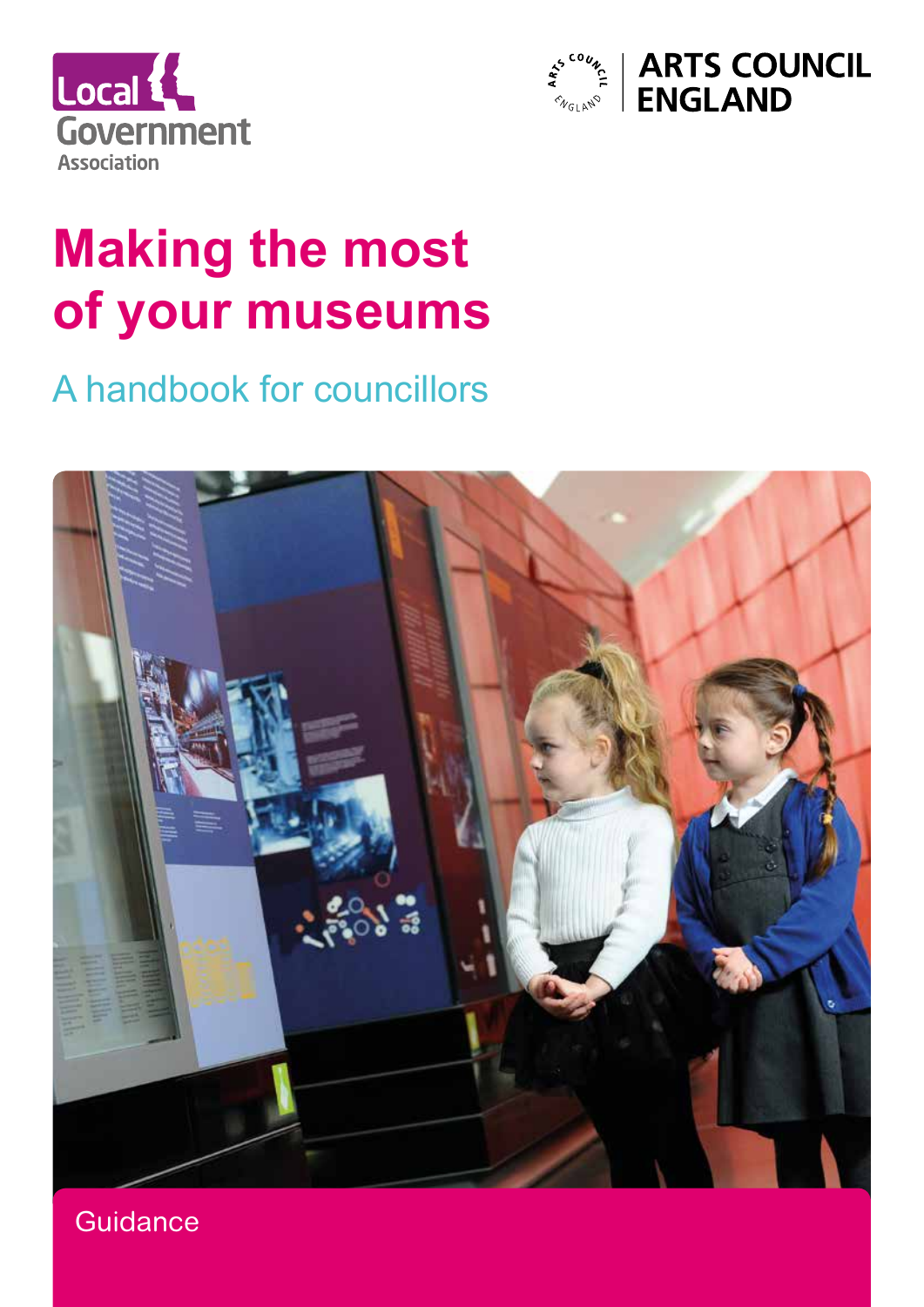Local Government Association

ARTS COUNCIL ENGLAND

# Making the most of your museums

## A handbook for councillors

Guidance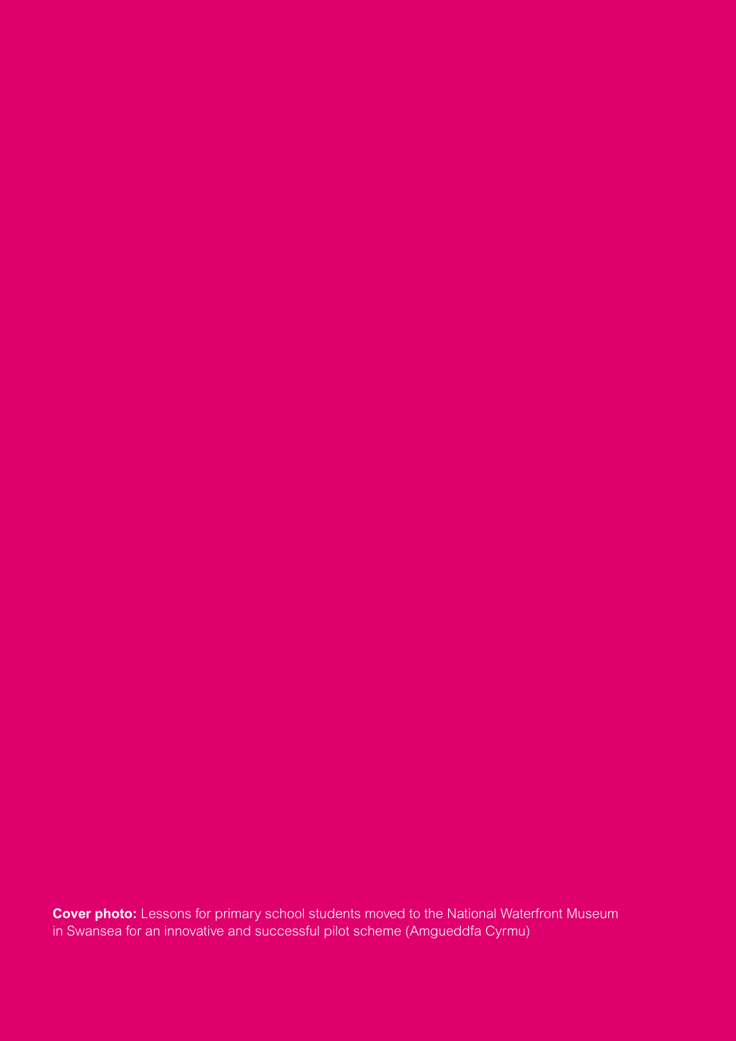**Cover photo:** Lessons for primary school students moved to the National Waterfront Museum in Swansea for an innovative and successful pilot scheme (Amgueddfa Cyrmu)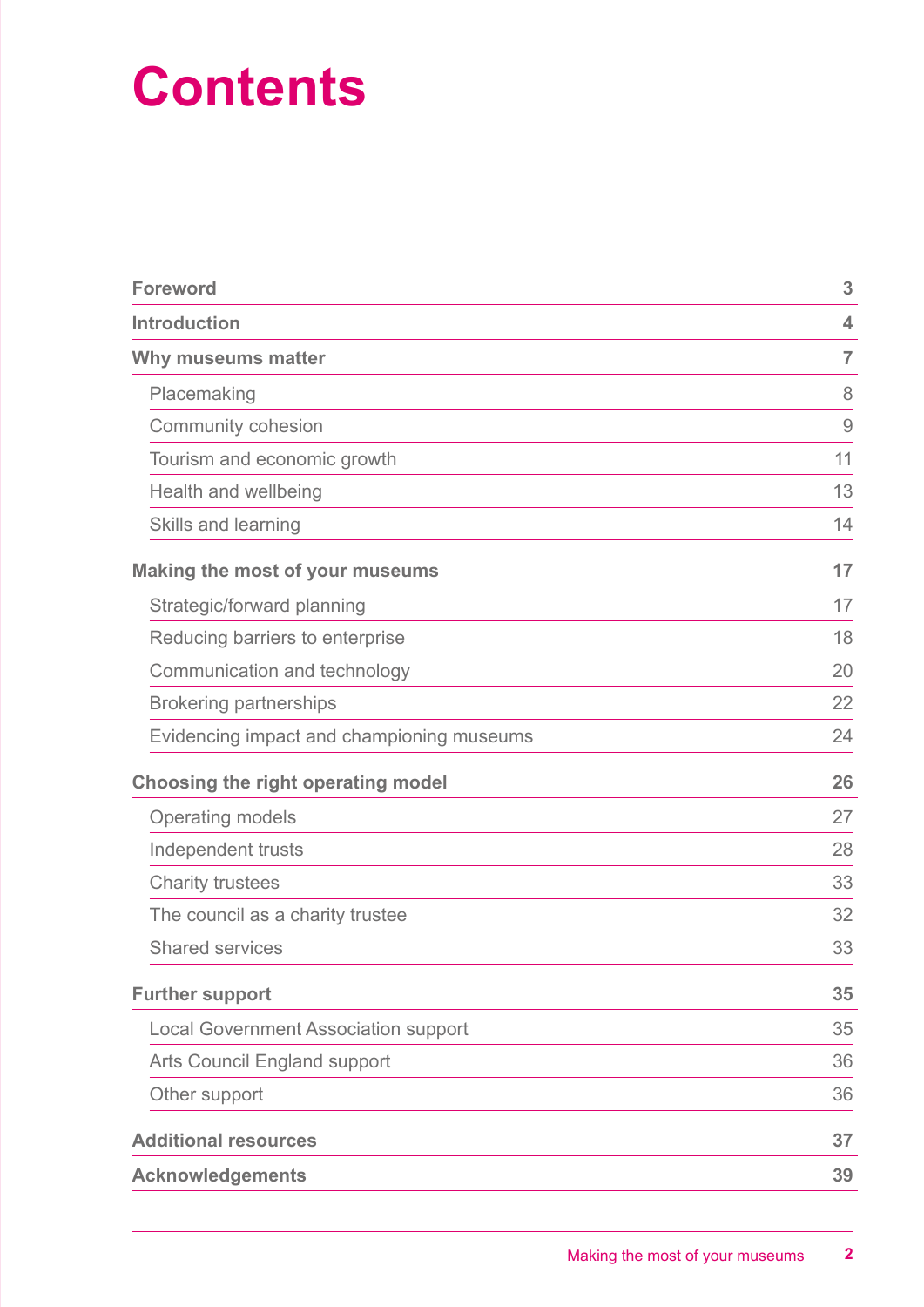# Contents

| | |
|---|---|
| **Foreword** | **3** |
| **Introduction** | **4** |
| **Why museums matter** | **7** |
| Placemaking | 8 |
| Community cohesion | 9 |
| Tourism and economic growth | 11 |
| Health and wellbeing | 13 |
| Skills and learning | 14 |
| **Making the most of your museums** | **17** |
| Strategic/forward planning | 17 |
| Reducing barriers to enterprise | 18 |
| Communication and technology | 20 |
| Brokering partnerships | 22 |
| Evidencing impact and championing museums | 24 |
| **Choosing the right operating model** | **26** |
| Operating models | 27 |
| Independent trusts | 28 |
| Charity trustees | 33 |
| The council as a charity trustee | 32 |
| Shared services | 33 |
| **Further support** | **35** |
| Local Government Association support | 35 |
| Arts Council England support | 36 |
| Other support | 36 |
| **Additional resources** | **37** |
| **Acknowledgements** | **39** |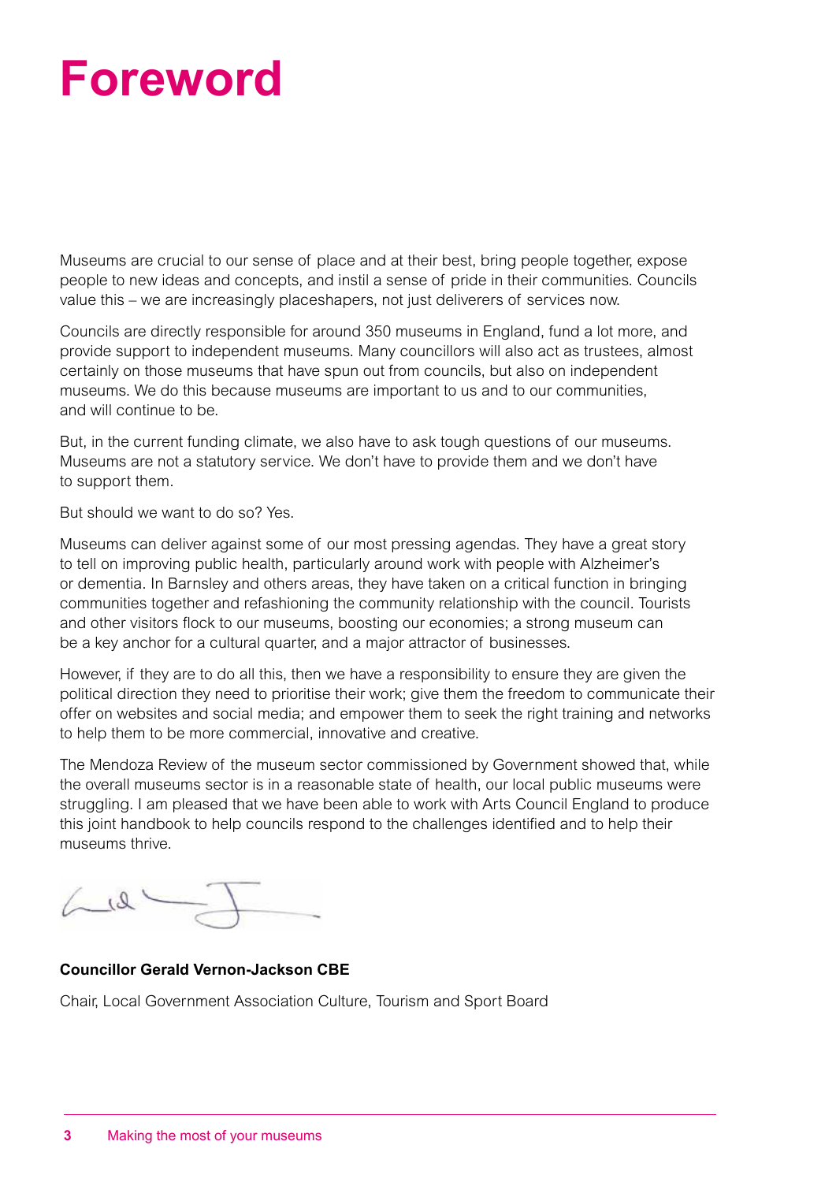# Foreword

Museums are crucial to our sense of place and at their best, bring people together, expose people to new ideas and concepts, and instil a sense of pride in their communities. Councils value this – we are increasingly placeshapers, not just deliverers of services now.

Councils are directly responsible for around 350 museums in England, fund a lot more, and provide support to independent museums. Many councillors will also act as trustees, almost certainly on those museums that have spun out from councils, but also on independent museums. We do this because museums are important to us and to our communities, and will continue to be.

But, in the current funding climate, we also have to ask tough questions of our museums. Museums are not a statutory service. We don't have to provide them and we don't have to support them.

But should we want to do so? Yes.

Museums can deliver against some of our most pressing agendas. They have a great story to tell on improving public health, particularly around work with people with Alzheimer's or dementia. In Barnsley and others areas, they have taken on a critical function in bringing communities together and refashioning the community relationship with the council. Tourists and other visitors flock to our museums, boosting our economies; a strong museum can be a key anchor for a cultural quarter, and a major attractor of businesses.

However, if they are to do all this, then we have a responsibility to ensure they are given the political direction they need to prioritise their work; give them the freedom to communicate their offer on websites and social media; and empower them to seek the right training and networks to help them to be more commercial, innovative and creative.

The Mendoza Review of the museum sector commissioned by Government showed that, while the overall museums sector is in a reasonable state of health, our local public museums were struggling. I am pleased that we have been able to work with Arts Council England to produce this joint handbook to help councils respond to the challenges identified and to help their museums thrive.

**Councillor Gerald Vernon-Jackson CBE**

Chair, Local Government Association Culture, Tourism and Sport Board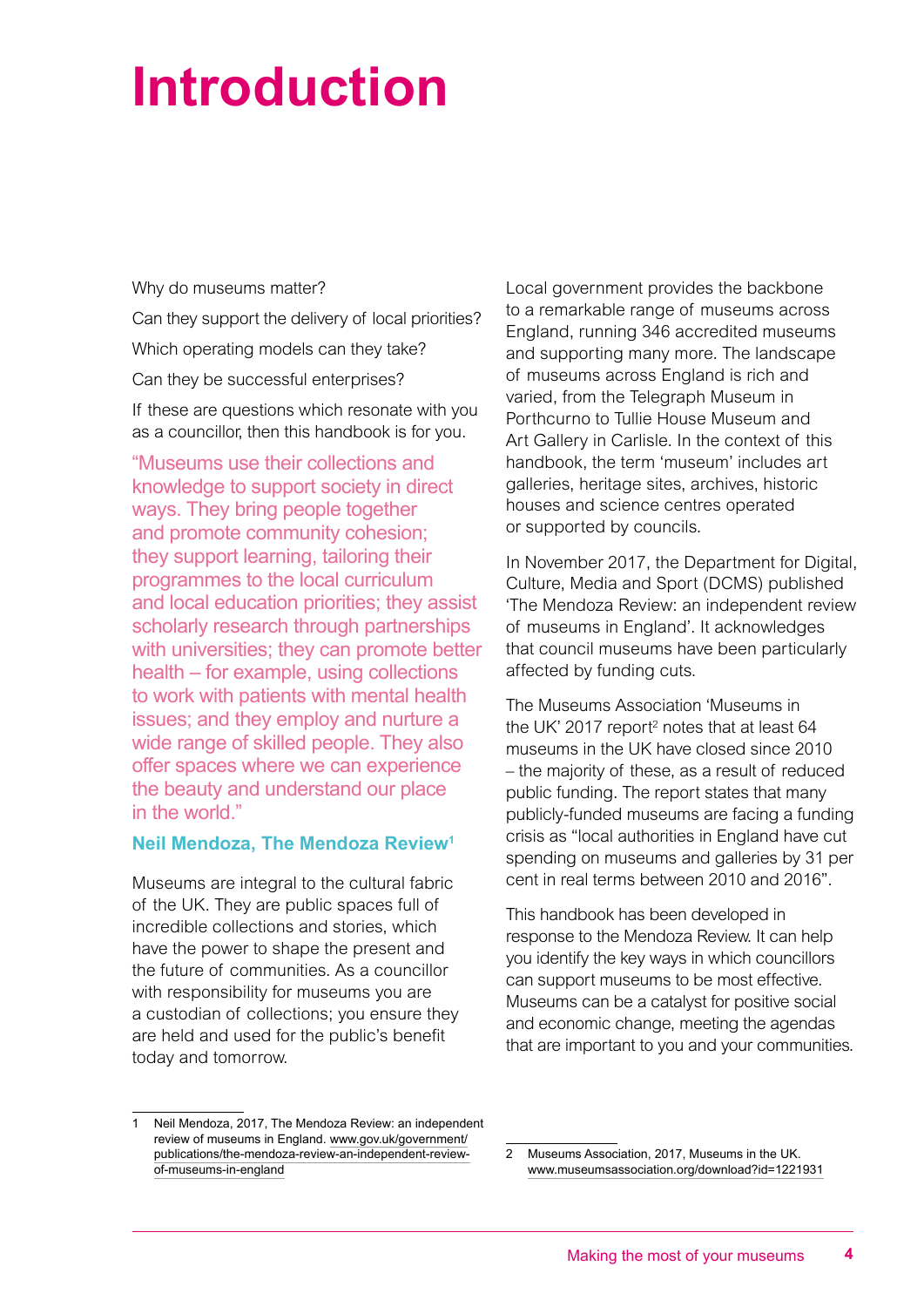# Introduction

Why do museums matter?

Can they support the delivery of local priorities?

Which operating models can they take?

Can they be successful enterprises?

If these are questions which resonate with you as a councillor, then this handbook is for you.

> "Museums use their collections and knowledge to support society in direct ways. They bring people together and promote community cohesion; they support learning, tailoring their programmes to the local curriculum and local education priorities; they assist scholarly research through partnerships with universities; they can promote better health – for example, using collections to work with patients with mental health issues; and they employ and nurture a wide range of skilled people. They also offer spaces where we can experience the beauty and understand our place in the world."
>
> **Neil Mendoza, The Mendoza Review[1]**

Museums are integral to the cultural fabric of the UK. They are public spaces full of incredible collections and stories, which have the power to shape the present and the future of communities. As a councillor with responsibility for museums you are a custodian of collections; you ensure they are held and used for the public's benefit today and tomorrow.

Local government provides the backbone to a remarkable range of museums across England, running 346 accredited museums and supporting many more. The landscape of museums across England is rich and varied, from the Telegraph Museum in Porthcurno to Tullie House Museum and Art Gallery in Carlisle. In the context of this handbook, the term 'museum' includes art galleries, heritage sites, archives, historic houses and science centres operated or supported by councils.

In November 2017, the Department for Digital, Culture, Media and Sport (DCMS) published 'The Mendoza Review: an independent review of museums in England'. It acknowledges that council museums have been particularly affected by funding cuts.

The Museums Association 'Museums in the UK' 2017 report[2] notes that at least 64 museums in the UK have closed since 2010 – the majority of these, as a result of reduced public funding. The report states that many publicly-funded museums are facing a funding crisis as "local authorities in England have cut spending on museums and galleries by 31 per cent in real terms between 2010 and 2016".

This handbook has been developed in response to the Mendoza Review. It can help you identify the key ways in which councillors can support museums to be most effective. Museums can be a catalyst for positive social and economic change, meeting the agendas that are important to you and your communities.

---

1 Neil Mendoza, 2017, The Mendoza Review: an independent review of museums in England. www.gov.uk/government/publications/the-mendoza-review-an-independent-review-of-museums-in-england

2 Museums Association, 2017, Museums in the UK. www.museumsassociation.org/download?id=1221931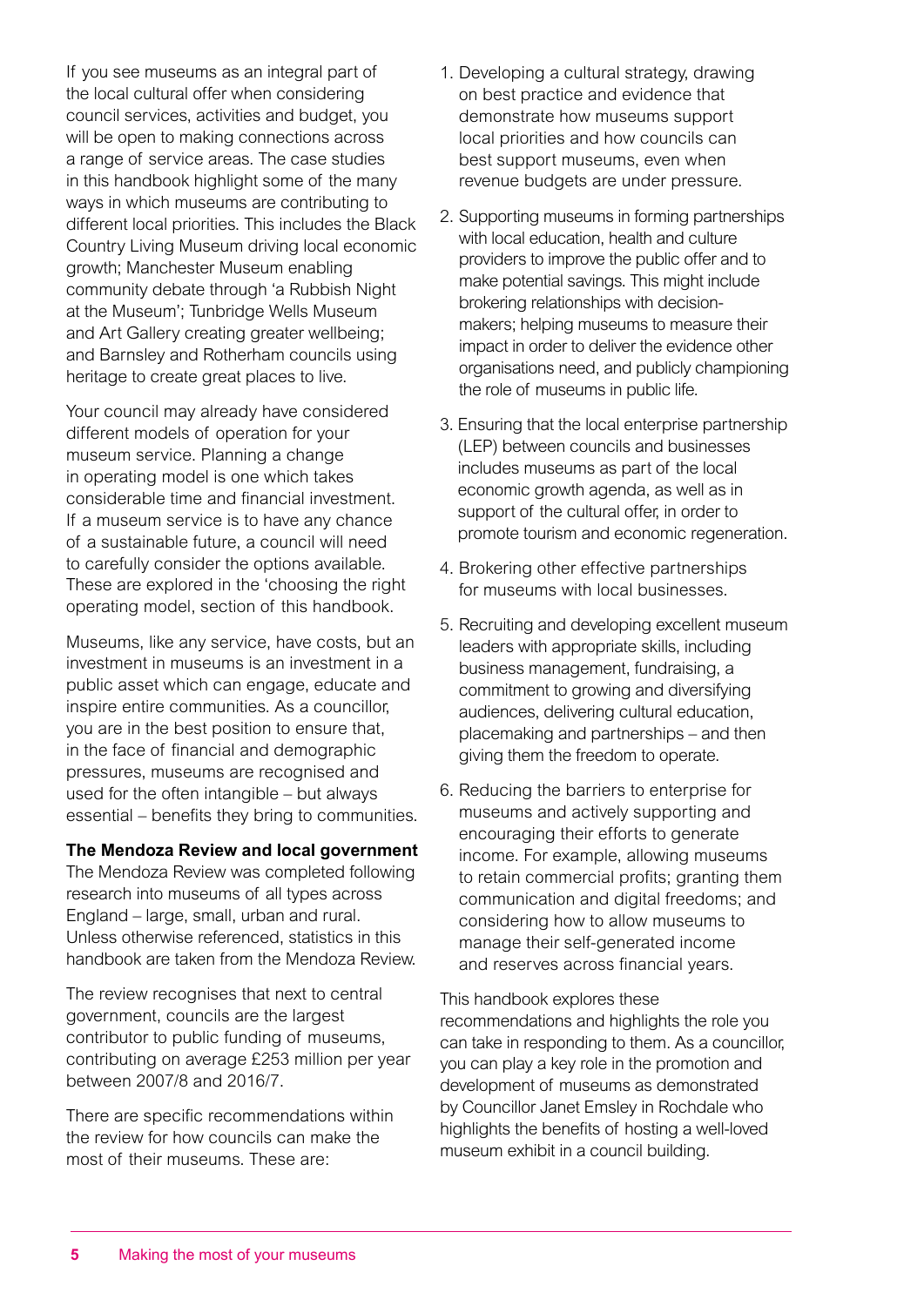If you see museums as an integral part of the local cultural offer when considering council services, activities and budget, you will be open to making connections across a range of service areas. The case studies in this handbook highlight some of the many ways in which museums are contributing to different local priorities. This includes the Black Country Living Museum driving local economic growth; Manchester Museum enabling community debate through 'a Rubbish Night at the Museum'; Tunbridge Wells Museum and Art Gallery creating greater wellbeing; and Barnsley and Rotherham councils using heritage to create great places to live.

Your council may already have considered different models of operation for your museum service. Planning a change in operating model is one which takes considerable time and financial investment. If a museum service is to have any chance of a sustainable future, a council will need to carefully consider the options available. These are explored in the 'choosing the right operating model, section of this handbook.

Museums, like any service, have costs, but an investment in museums is an investment in a public asset which can engage, educate and inspire entire communities. As a councillor, you are in the best position to ensure that, in the face of financial and demographic pressures, museums are recognised and used for the often intangible – but always essential – benefits they bring to communities.

**The Mendoza Review and local government**

The Mendoza Review was completed following research into museums of all types across England – large, small, urban and rural. Unless otherwise referenced, statistics in this handbook are taken from the Mendoza Review.

The review recognises that next to central government, councils are the largest contributor to public funding of museums, contributing on average £253 million per year between 2007/8 and 2016/7.

There are specific recommendations within the review for how councils can make the most of their museums. These are:

1. Developing a cultural strategy, drawing on best practice and evidence that demonstrate how museums support local priorities and how councils can best support museums, even when revenue budgets are under pressure.
2. Supporting museums in forming partnerships with local education, health and culture providers to improve the public offer and to make potential savings. This might include brokering relationships with decision-makers; helping museums to measure their impact in order to deliver the evidence other organisations need, and publicly championing the role of museums in public life.
3. Ensuring that the local enterprise partnership (LEP) between councils and businesses includes museums as part of the local economic growth agenda, as well as in support of the cultural offer, in order to promote tourism and economic regeneration.
4. Brokering other effective partnerships for museums with local businesses.
5. Recruiting and developing excellent museum leaders with appropriate skills, including business management, fundraising, a commitment to growing and diversifying audiences, delivering cultural education, placemaking and partnerships – and then giving them the freedom to operate.
6. Reducing the barriers to enterprise for museums and actively supporting and encouraging their efforts to generate income. For example, allowing museums to retain commercial profits; granting them communication and digital freedoms; and considering how to allow museums to manage their self-generated income and reserves across financial years.

This handbook explores these recommendations and highlights the role you can take in responding to them. As a councillor, you can play a key role in the promotion and development of museums as demonstrated by Councillor Janet Emsley in Rochdale who highlights the benefits of hosting a well-loved museum exhibit in a council building.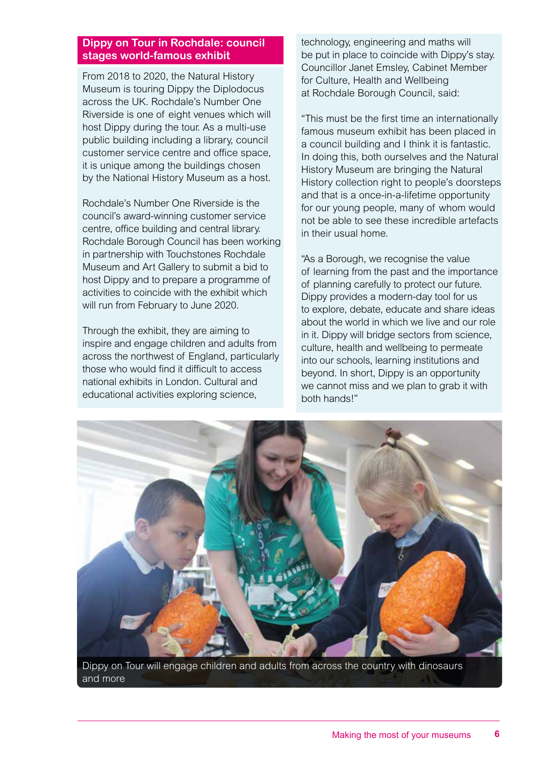## Dippy on Tour in Rochdale: council stages world-famous exhibit

From 2018 to 2020, the Natural History Museum is touring Dippy the Diplodocus across the UK. Rochdale's Number One Riverside is one of eight venues which will host Dippy during the tour. As a multi-use public building including a library, council customer service centre and office space, it is unique among the buildings chosen by the National History Museum as a host.

Rochdale's Number One Riverside is the council's award-winning customer service centre, office building and central library. Rochdale Borough Council has been working in partnership with Touchstones Rochdale Museum and Art Gallery to submit a bid to host Dippy and to prepare a programme of activities to coincide with the exhibit which will run from February to June 2020.

Through the exhibit, they are aiming to inspire and engage children and adults from across the northwest of England, particularly those who would find it difficult to access national exhibits in London. Cultural and educational activities exploring science, technology, engineering and maths will be put in place to coincide with Dippy's stay. Councillor Janet Emsley, Cabinet Member for Culture, Health and Wellbeing at Rochdale Borough Council, said:

"This must be the first time an internationally famous museum exhibit has been placed in a council building and I think it is fantastic. In doing this, both ourselves and the Natural History Museum are bringing the Natural History collection right to people's doorsteps and that is a once-in-a-lifetime opportunity for our young people, many of whom would not be able to see these incredible artefacts in their usual home.

"As a Borough, we recognise the value of learning from the past and the importance of planning carefully to protect our future. Dippy provides a modern-day tool for us to explore, debate, educate and share ideas about the world in which we live and our role in it. Dippy will bridge sectors from science, culture, health and wellbeing to permeate into our schools, learning institutions and beyond. In short, Dippy is an opportunity we cannot miss and we plan to grab it with both hands!"

Dippy on Tour will engage children and adults from across the country with dinosaurs and more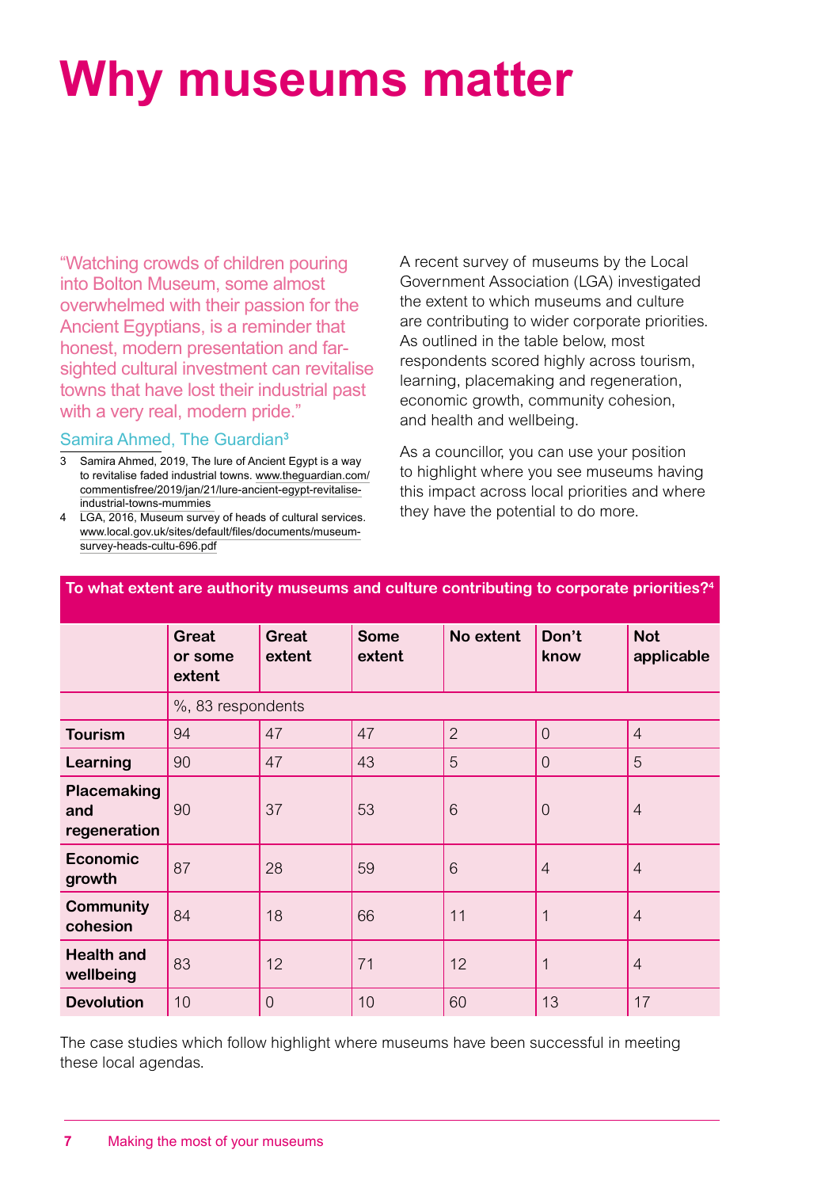# Why museums matter

"Watching crowds of children pouring into Bolton Museum, some almost overwhelmed with their passion for the Ancient Egyptians, is a reminder that honest, modern presentation and far-sighted cultural investment can revitalise towns that have lost their industrial past with a very real, modern pride."

Samira Ahmed, The Guardian[3]

A recent survey of museums by the Local Government Association (LGA) investigated the extent to which museums and culture are contributing to wider corporate priorities. As outlined in the table below, most respondents scored highly across tourism, learning, placemaking and regeneration, economic growth, community cohesion, and health and wellbeing.

As a councillor, you can use your position to highlight where you see museums having this impact across local priorities and where they have the potential to do more.

**To what extent are authority museums and culture contributing to corporate priorities?[4]**

| | Great or some extent | Great extent | Some extent | No extent | Don't know | Not applicable |
|---|---|---|---|---|---|---|
| | %, 83 respondents | | | | | |
| **Tourism** | 94 | 47 | 47 | 2 | 0 | 4 |
| **Learning** | 90 | 47 | 43 | 5 | 0 | 5 |
| **Placemaking and regeneration** | 90 | 37 | 53 | 6 | 0 | 4 |
| **Economic growth** | 87 | 28 | 59 | 6 | 4 | 4 |
| **Community cohesion** | 84 | 18 | 66 | 11 | 1 | 4 |
| **Health and wellbeing** | 83 | 12 | 71 | 12 | 1 | 4 |
| **Devolution** | 10 | 0 | 10 | 60 | 13 | 17 |

The case studies which follow highlight where museums have been successful in meeting these local agendas.

3 Samira Ahmed, 2019, The lure of Ancient Egypt is a way to revitalise faded industrial towns. www.theguardian.com/commentisfree/2019/jan/21/lure-ancient-egypt-revitalise-industrial-towns-mummies

4 LGA, 2016, Museum survey of heads of cultural services. www.local.gov.uk/sites/default/files/documents/museum-survey-heads-cultu-696.pdf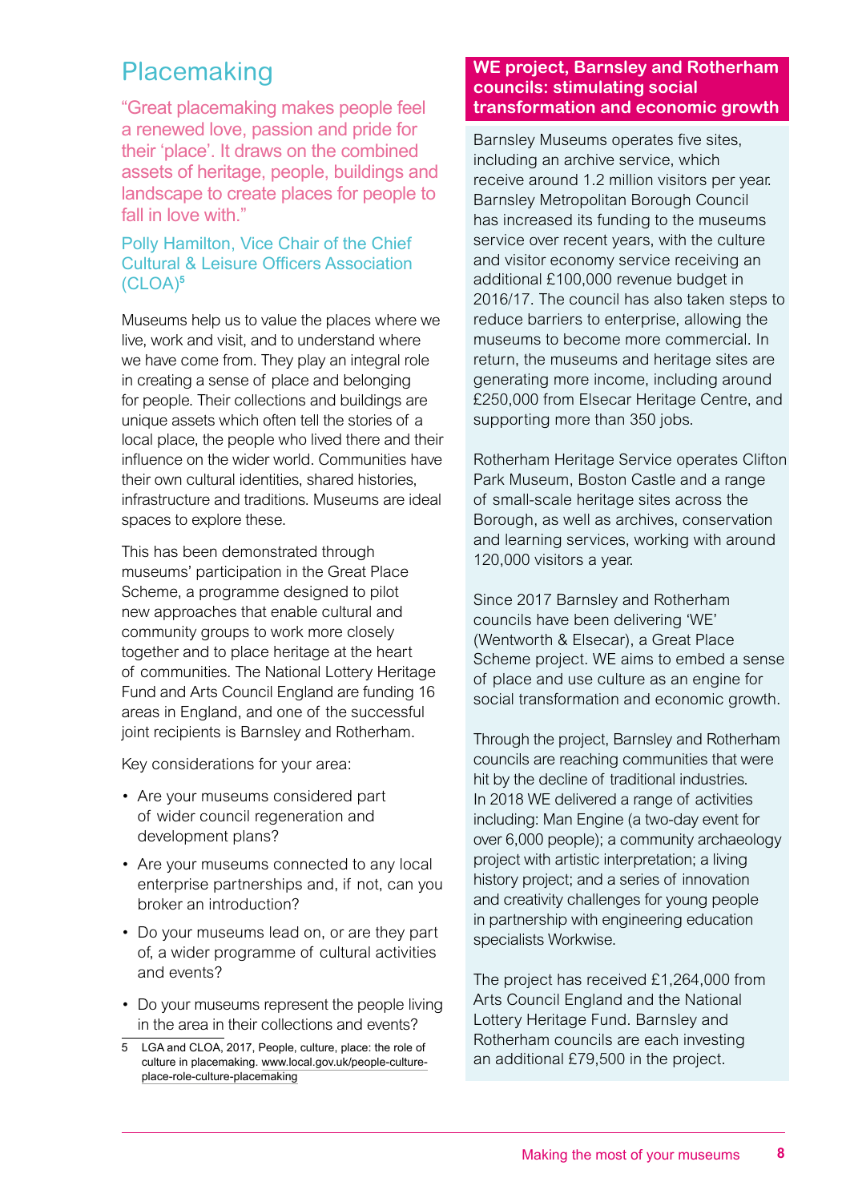## Placemaking

"Great placemaking makes people feel a renewed love, passion and pride for their 'place'. It draws on the combined assets of heritage, people, buildings and landscape to create places for people to fall in love with."

Polly Hamilton, Vice Chair of the Chief Cultural & Leisure Officers Association (CLOA)[5]

Museums help us to value the places where we live, work and visit, and to understand where we have come from. They play an integral role in creating a sense of place and belonging for people. Their collections and buildings are unique assets which often tell the stories of a local place, the people who lived there and their influence on the wider world. Communities have their own cultural identities, shared histories, infrastructure and traditions. Museums are ideal spaces to explore these.

This has been demonstrated through museums' participation in the Great Place Scheme, a programme designed to pilot new approaches that enable cultural and community groups to work more closely together and to place heritage at the heart of communities. The National Lottery Heritage Fund and Arts Council England are funding 16 areas in England, and one of the successful joint recipients is Barnsley and Rotherham.

Key considerations for your area:

- Are your museums considered part of wider council regeneration and development plans?
- Are your museums connected to any local enterprise partnerships and, if not, can you broker an introduction?
- Do your museums lead on, or are they part of, a wider programme of cultural activities and events?
- Do your museums represent the people living in the area in their collections and events?

5 LGA and CLOA, 2017, People, culture, place: the role of culture in placemaking. www.local.gov.uk/people-culture-place-role-culture-placemaking

### WE project, Barnsley and Rotherham councils: stimulating social transformation and economic growth

Barnsley Museums operates five sites, including an archive service, which receive around 1.2 million visitors per year. Barnsley Metropolitan Borough Council has increased its funding to the museums service over recent years, with the culture and visitor economy service receiving an additional £100,000 revenue budget in 2016/17. The council has also taken steps to reduce barriers to enterprise, allowing the museums to become more commercial. In return, the museums and heritage sites are generating more income, including around £250,000 from Elsecar Heritage Centre, and supporting more than 350 jobs.

Rotherham Heritage Service operates Clifton Park Museum, Boston Castle and a range of small-scale heritage sites across the Borough, as well as archives, conservation and learning services, working with around 120,000 visitors a year.

Since 2017 Barnsley and Rotherham councils have been delivering 'WE' (Wentworth & Elsecar), a Great Place Scheme project. WE aims to embed a sense of place and use culture as an engine for social transformation and economic growth.

Through the project, Barnsley and Rotherham councils are reaching communities that were hit by the decline of traditional industries. In 2018 WE delivered a range of activities including: Man Engine (a two-day event for over 6,000 people); a community archaeology project with artistic interpretation; a living history project; and a series of innovation and creativity challenges for young people in partnership with engineering education specialists Workwise.

The project has received £1,264,000 from Arts Council England and the National Lottery Heritage Fund. Barnsley and Rotherham councils are each investing an additional £79,500 in the project.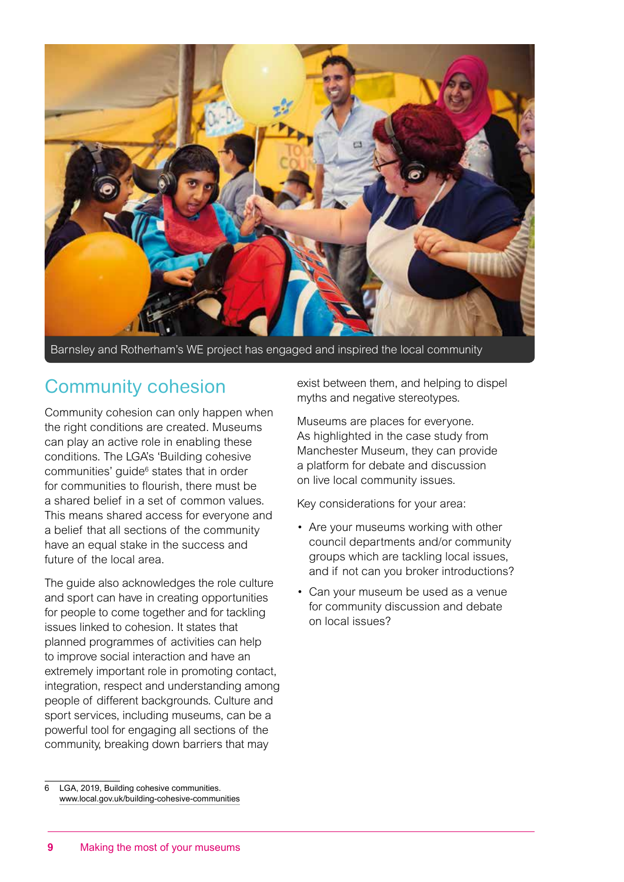Barnsley and Rotherham's WE project has engaged and inspired the local community

## Community cohesion

Community cohesion can only happen when the right conditions are created. Museums can play an active role in enabling these conditions. The LGA's 'Building cohesive communities' guide[6] states that in order for communities to flourish, there must be a shared belief in a set of common values. This means shared access for everyone and a belief that all sections of the community have an equal stake in the success and future of the local area.

The guide also acknowledges the role culture and sport can have in creating opportunities for people to come together and for tackling issues linked to cohesion. It states that planned programmes of activities can help to improve social interaction and have an extremely important role in promoting contact, integration, respect and understanding among people of different backgrounds. Culture and sport services, including museums, can be a powerful tool for engaging all sections of the community, breaking down barriers that may exist between them, and helping to dispel myths and negative stereotypes.

Museums are places for everyone. As highlighted in the case study from Manchester Museum, they can provide a platform for debate and discussion on live local community issues.

Key considerations for your area:

- Are your museums working with other council departments and/or community groups which are tackling local issues, and if not can you broker introductions?
- Can your museum be used as a venue for community discussion and debate on local issues?

6 LGA, 2019, Building cohesive communities. www.local.gov.uk/building-cohesive-communities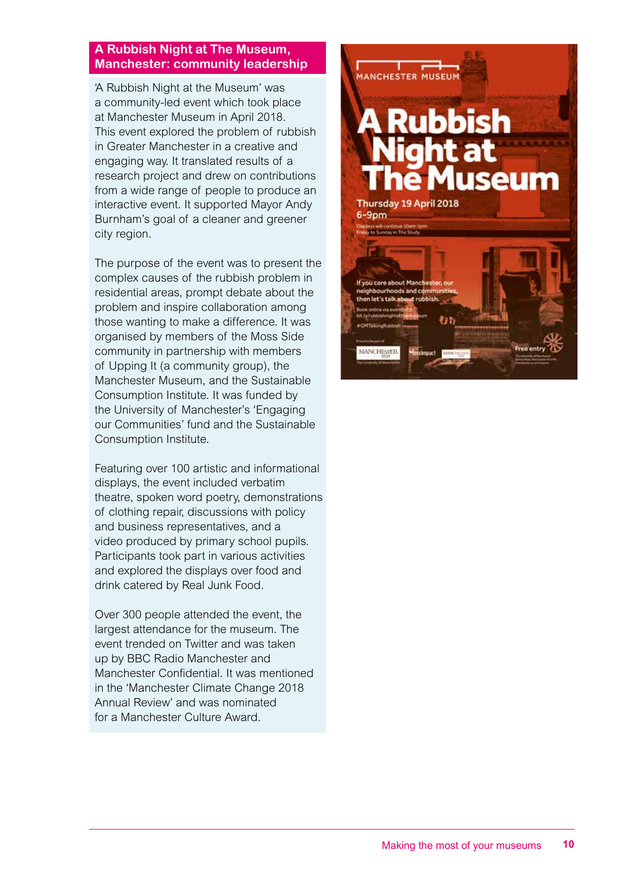## A Rubbish Night at The Museum, Manchester: community leadership

'A Rubbish Night at the Museum' was a community-led event which took place at Manchester Museum in April 2018. This event explored the problem of rubbish in Greater Manchester in a creative and engaging way. It translated results of a research project and drew on contributions from a wide range of people to produce an interactive event. It supported Mayor Andy Burnham's goal of a cleaner and greener city region.

The purpose of the event was to present the complex causes of the rubbish problem in residential areas, prompt debate about the problem and inspire collaboration among those wanting to make a difference. It was organised by members of the Moss Side community in partnership with members of Upping It (a community group), the Manchester Museum, and the Sustainable Consumption Institute. It was funded by the University of Manchester's 'Engaging our Communities' fund and the Sustainable Consumption Institute.

Featuring over 100 artistic and informational displays, the event included verbatim theatre, spoken word poetry, demonstrations of clothing repair, discussions with policy and business representatives, and a video produced by primary school pupils. Participants took part in various activities and explored the displays over food and drink catered by Real Junk Food.

Over 300 people attended the event, the largest attendance for the museum. The event trended on Twitter and was taken up by BBC Radio Manchester and Manchester Confidential. It was mentioned in the 'Manchester Climate Change 2018 Annual Review' and was nominated for a Manchester Culture Award.

MANCHESTER MUSEUM

A Rubbish Night at The Museum

Thursday 19 April 2018
6-9pm

Displays will continue 10am-5pm Friday to Sunday in The Study

If you care about Manchester, our neighbourhoods and communities, then let's talk about rubbish.

Free entry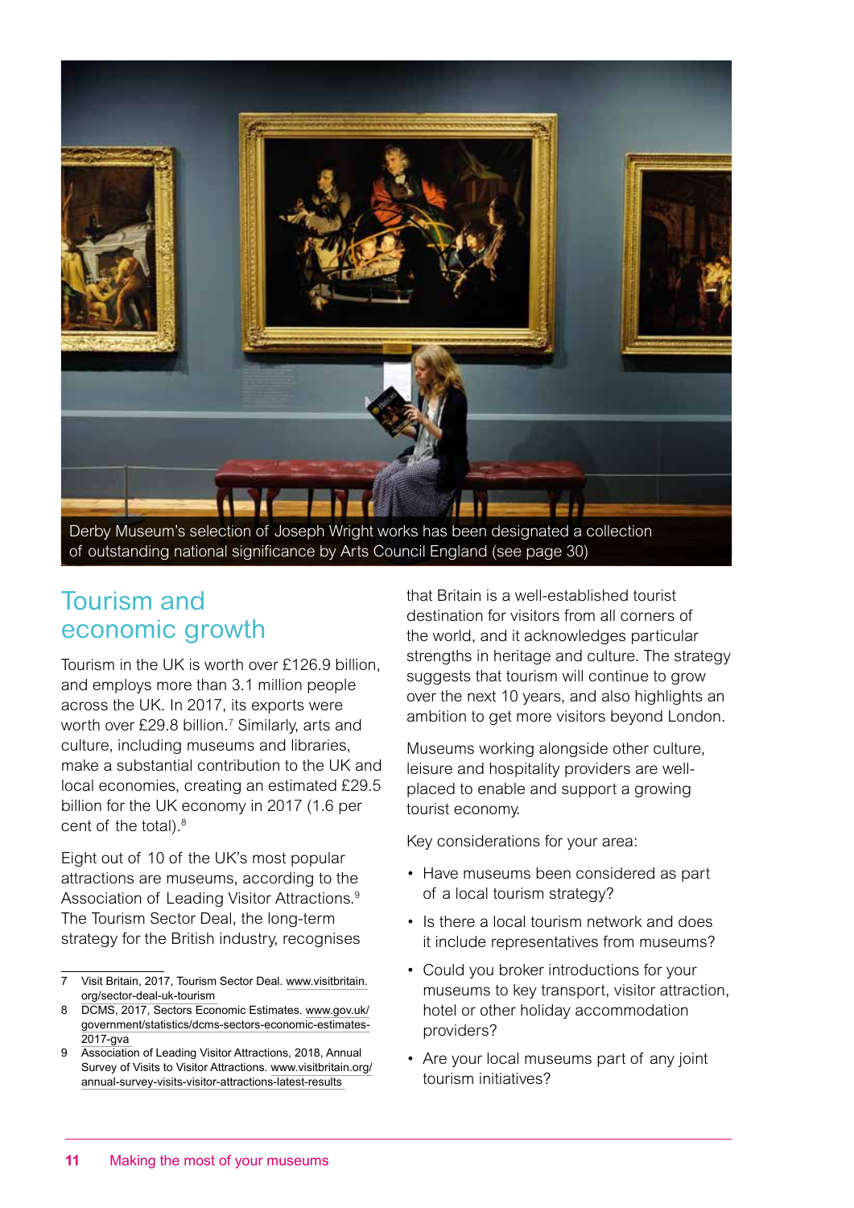Derby Museum's selection of Joseph Wright works has been designated a collection of outstanding national significance by Arts Council England (see page 30)

## Tourism and economic growth

Tourism in the UK is worth over £126.9 billion, and employs more than 3.1 million people across the UK. In 2017, its exports were worth over £29.8 billion.[7] Similarly, arts and culture, including museums and libraries, make a substantial contribution to the UK and local economies, creating an estimated £29.5 billion for the UK economy in 2017 (1.6 per cent of the total).[8]

Eight out of 10 of the UK's most popular attractions are museums, according to the Association of Leading Visitor Attractions.[9] The Tourism Sector Deal, the long-term strategy for the British industry, recognises that Britain is a well-established tourist destination for visitors from all corners of the world, and it acknowledges particular strengths in heritage and culture. The strategy suggests that tourism will continue to grow over the next 10 years, and also highlights an ambition to get more visitors beyond London.

Museums working alongside other culture, leisure and hospitality providers are well-placed to enable and support a growing tourist economy.

Key considerations for your area:

- Have museums been considered as part of a local tourism strategy?
- Is there a local tourism network and does it include representatives from museums?
- Could you broker introductions for your museums to key transport, visitor attraction, hotel or other holiday accommodation providers?
- Are your local museums part of any joint tourism initiatives?

---

7 Visit Britain, 2017, Tourism Sector Deal. www.visitbritain.org/sector-deal-uk-tourism

8 DCMS, 2017, Sectors Economic Estimates. www.gov.uk/government/statistics/dcms-sectors-economic-estimates-2017-gva

9 Association of Leading Visitor Attractions, 2018, Annual Survey of Visits to Visitor Attractions. www.visitbritain.org/annual-survey-visits-visitor-attractions-latest-results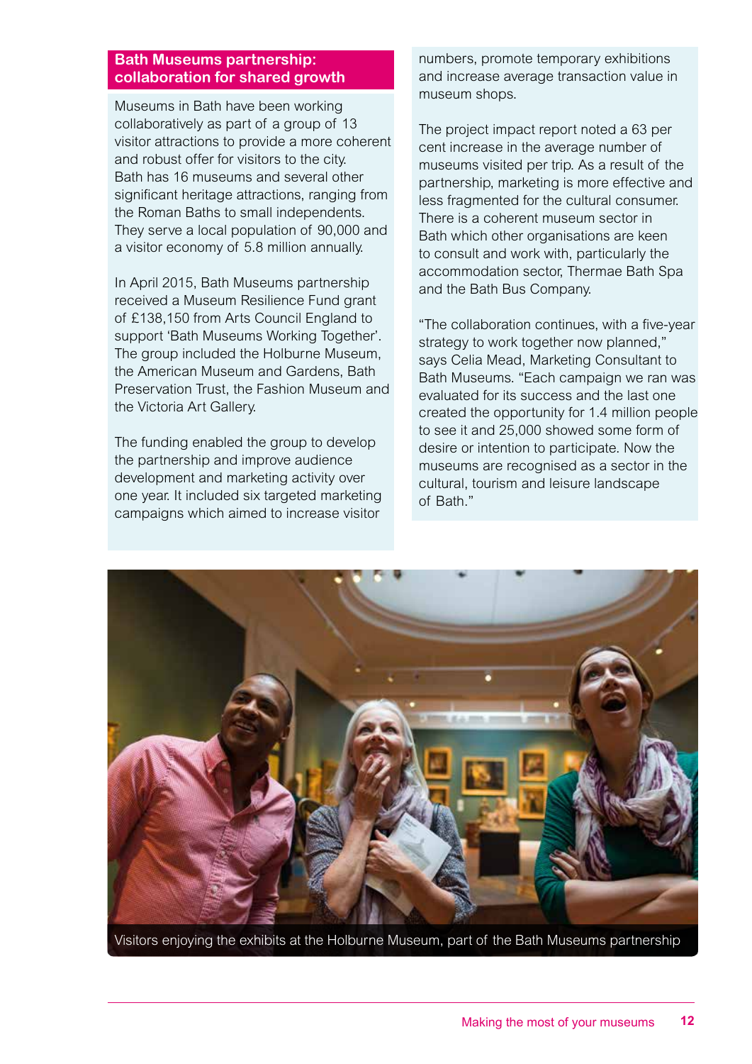## Bath Museums partnership: collaboration for shared growth

Museums in Bath have been working collaboratively as part of a group of 13 visitor attractions to provide a more coherent and robust offer for visitors to the city. Bath has 16 museums and several other significant heritage attractions, ranging from the Roman Baths to small independents. They serve a local population of 90,000 and a visitor economy of 5.8 million annually.

In April 2015, Bath Museums partnership received a Museum Resilience Fund grant of £138,150 from Arts Council England to support 'Bath Museums Working Together'. The group included the Holburne Museum, the American Museum and Gardens, Bath Preservation Trust, the Fashion Museum and the Victoria Art Gallery.

The funding enabled the group to develop the partnership and improve audience development and marketing activity over one year. It included six targeted marketing campaigns which aimed to increase visitor numbers, promote temporary exhibitions and increase average transaction value in museum shops.

The project impact report noted a 63 per cent increase in the average number of museums visited per trip. As a result of the partnership, marketing is more effective and less fragmented for the cultural consumer. There is a coherent museum sector in Bath which other organisations are keen to consult and work with, particularly the accommodation sector, Thermae Bath Spa and the Bath Bus Company.

"The collaboration continues, with a five-year strategy to work together now planned," says Celia Mead, Marketing Consultant to Bath Museums. "Each campaign we ran was evaluated for its success and the last one created the opportunity for 1.4 million people to see it and 25,000 showed some form of desire or intention to participate. Now the museums are recognised as a sector in the cultural, tourism and leisure landscape of Bath."

Visitors enjoying the exhibits at the Holburne Museum, part of the Bath Museums partnership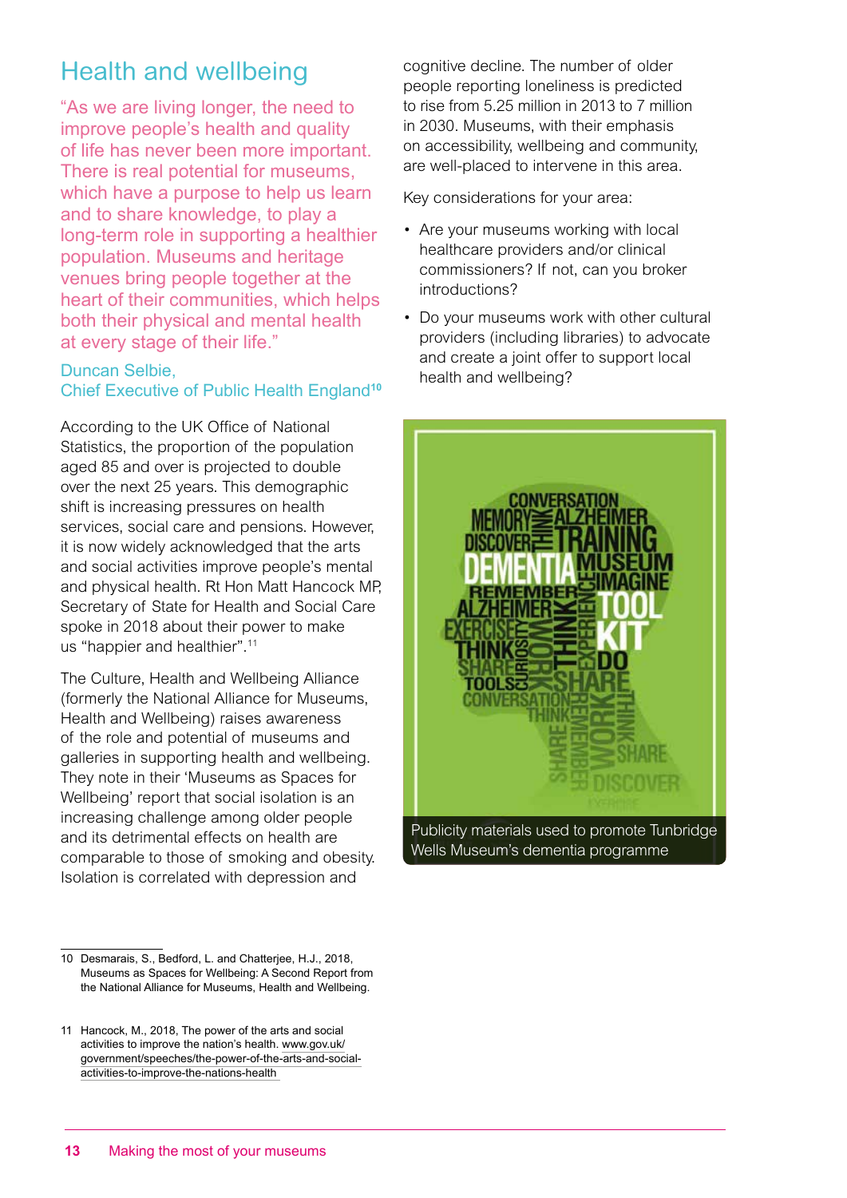## Health and wellbeing

"As we are living longer, the need to improve people's health and quality of life has never been more important. There is real potential for museums, which have a purpose to help us learn and to share knowledge, to play a long-term role in supporting a healthier population. Museums and heritage venues bring people together at the heart of their communities, which helps both their physical and mental health at every stage of their life."

Duncan Selbie,
Chief Executive of Public Health England[10]

According to the UK Office of National Statistics, the proportion of the population aged 85 and over is projected to double over the next 25 years. This demographic shift is increasing pressures on health services, social care and pensions. However, it is now widely acknowledged that the arts and social activities improve people's mental and physical health. Rt Hon Matt Hancock MP, Secretary of State for Health and Social Care spoke in 2018 about their power to make us "happier and healthier".[11]

The Culture, Health and Wellbeing Alliance (formerly the National Alliance for Museums, Health and Wellbeing) raises awareness of the role and potential of museums and galleries in supporting health and wellbeing. They note in their 'Museums as Spaces for Wellbeing' report that social isolation is an increasing challenge among older people and its detrimental effects on health are comparable to those of smoking and obesity. Isolation is correlated with depression and cognitive decline. The number of older people reporting loneliness is predicted to rise from 5.25 million in 2013 to 7 million in 2030. Museums, with their emphasis on accessibility, wellbeing and community, are well-placed to intervene in this area.

Key considerations for your area:

- Are your museums working with local healthcare providers and/or clinical commissioners? If not, can you broker introductions?
- Do your museums work with other cultural providers (including libraries) to advocate and create a joint offer to support local health and wellbeing?

Publicity materials used to promote Tunbridge Wells Museum's dementia programme

10 Desmarais, S., Bedford, L. and Chatterjee, H.J., 2018, Museums as Spaces for Wellbeing: A Second Report from the National Alliance for Museums, Health and Wellbeing.

11 Hancock, M., 2018, The power of the arts and social activities to improve the nation's health. www.gov.uk/government/speeches/the-power-of-the-arts-and-social-activities-to-improve-the-nations-health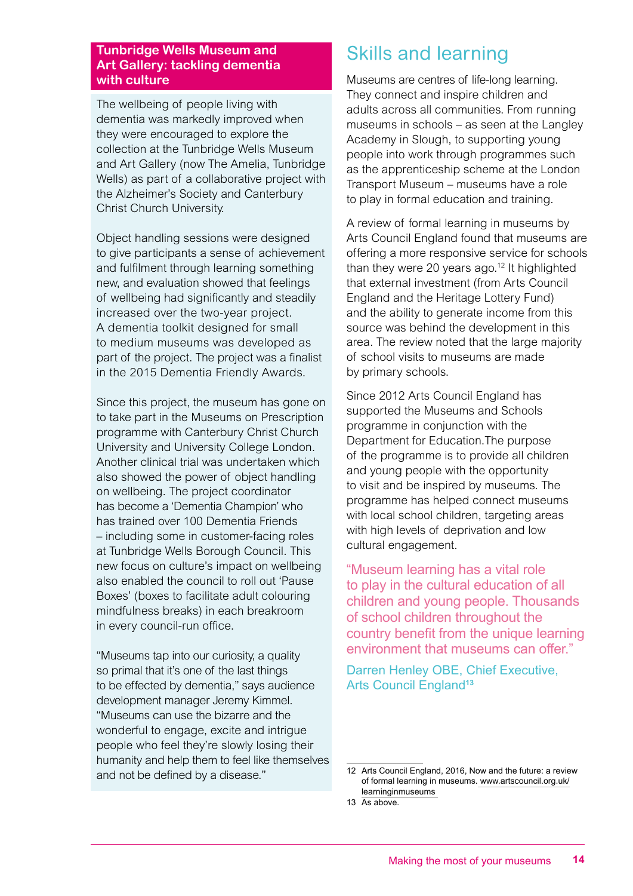### Tunbridge Wells Museum and Art Gallery: tackling dementia with culture

The wellbeing of people living with dementia was markedly improved when they were encouraged to explore the collection at the Tunbridge Wells Museum and Art Gallery (now The Amelia, Tunbridge Wells) as part of a collaborative project with the Alzheimer's Society and Canterbury Christ Church University.

Object handling sessions were designed to give participants a sense of achievement and fulfilment through learning something new, and evaluation showed that feelings of wellbeing had significantly and steadily increased over the two-year project. A dementia toolkit designed for small to medium museums was developed as part of the project. The project was a finalist in the 2015 Dementia Friendly Awards.

Since this project, the museum has gone on to take part in the Museums on Prescription programme with Canterbury Christ Church University and University College London. Another clinical trial was undertaken which also showed the power of object handling on wellbeing. The project coordinator has become a 'Dementia Champion' who has trained over 100 Dementia Friends – including some in customer-facing roles at Tunbridge Wells Borough Council. This new focus on culture's impact on wellbeing also enabled the council to roll out 'Pause Boxes' (boxes to facilitate adult colouring mindfulness breaks) in each breakroom in every council-run office.

"Museums tap into our curiosity, a quality so primal that it's one of the last things to be effected by dementia," says audience development manager Jeremy Kimmel. "Museums can use the bizarre and the wonderful to engage, excite and intrigue people who feel they're slowly losing their humanity and help them to feel like themselves and not be defined by a disease."

## Skills and learning

Museums are centres of life-long learning. They connect and inspire children and adults across all communities. From running museums in schools – as seen at the Langley Academy in Slough, to supporting young people into work through programmes such as the apprenticeship scheme at the London Transport Museum – museums have a role to play in formal education and training.

A review of formal learning in museums by Arts Council England found that museums are offering a more responsive service for schools than they were 20 years ago.[12] It highlighted that external investment (from Arts Council England and the Heritage Lottery Fund) and the ability to generate income from this source was behind the development in this area. The review noted that the large majority of school visits to museums are made by primary schools.

Since 2012 Arts Council England has supported the Museums and Schools programme in conjunction with the Department for Education.The purpose of the programme is to provide all children and young people with the opportunity to visit and be inspired by museums. The programme has helped connect museums with local school children, targeting areas with high levels of deprivation and low cultural engagement.

"Museum learning has a vital role to play in the cultural education of all children and young people. Thousands of school children throughout the country benefit from the unique learning environment that museums can offer."

Darren Henley OBE, Chief Executive, Arts Council England[13]

---

12 Arts Council England, 2016, Now and the future: a review of formal learning in museums. www.artscouncil.org.uk/learninginmuseums

13 As above.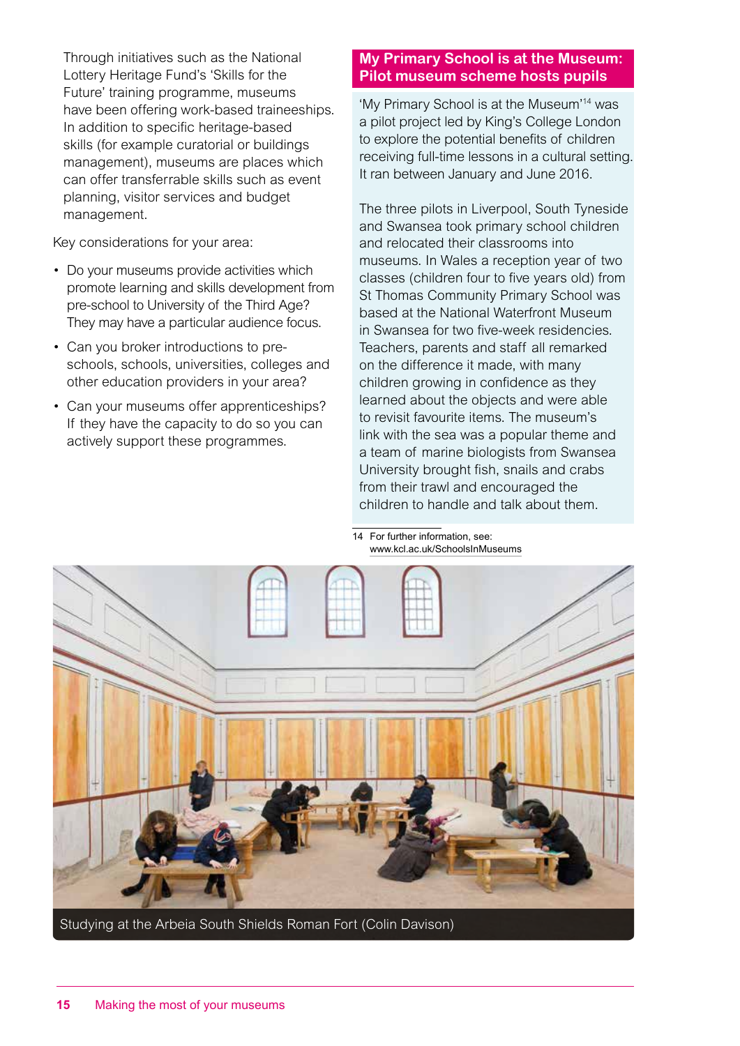Through initiatives such as the National Lottery Heritage Fund's 'Skills for the Future' training programme, museums have been offering work-based traineeships. In addition to specific heritage-based skills (for example curatorial or buildings management), museums are places which can offer transferrable skills such as event planning, visitor services and budget management.

Key considerations for your area:

- Do your museums provide activities which promote learning and skills development from pre-school to University of the Third Age? They may have a particular audience focus.
- Can you broker introductions to pre-schools, schools, universities, colleges and other education providers in your area?
- Can your museums offer apprenticeships? If they have the capacity to do so you can actively support these programmes.

## My Primary School is at the Museum: Pilot museum scheme hosts pupils

'My Primary School is at the Museum'[14] was a pilot project led by King's College London to explore the potential benefits of children receiving full-time lessons in a cultural setting. It ran between January and June 2016.

The three pilots in Liverpool, South Tyneside and Swansea took primary school children and relocated their classrooms into museums. In Wales a reception year of two classes (children four to five years old) from St Thomas Community Primary School was based at the National Waterfront Museum in Swansea for two five-week residencies. Teachers, parents and staff all remarked on the difference it made, with many children growing in confidence as they learned about the objects and were able to revisit favourite items. The museum's link with the sea was a popular theme and a team of marine biologists from Swansea University brought fish, snails and crabs from their trawl and encouraged the children to handle and talk about them.

14 For further information, see: www.kcl.ac.uk/SchoolsInMuseums

Studying at the Arbeia South Shields Roman Fort (Colin Davison)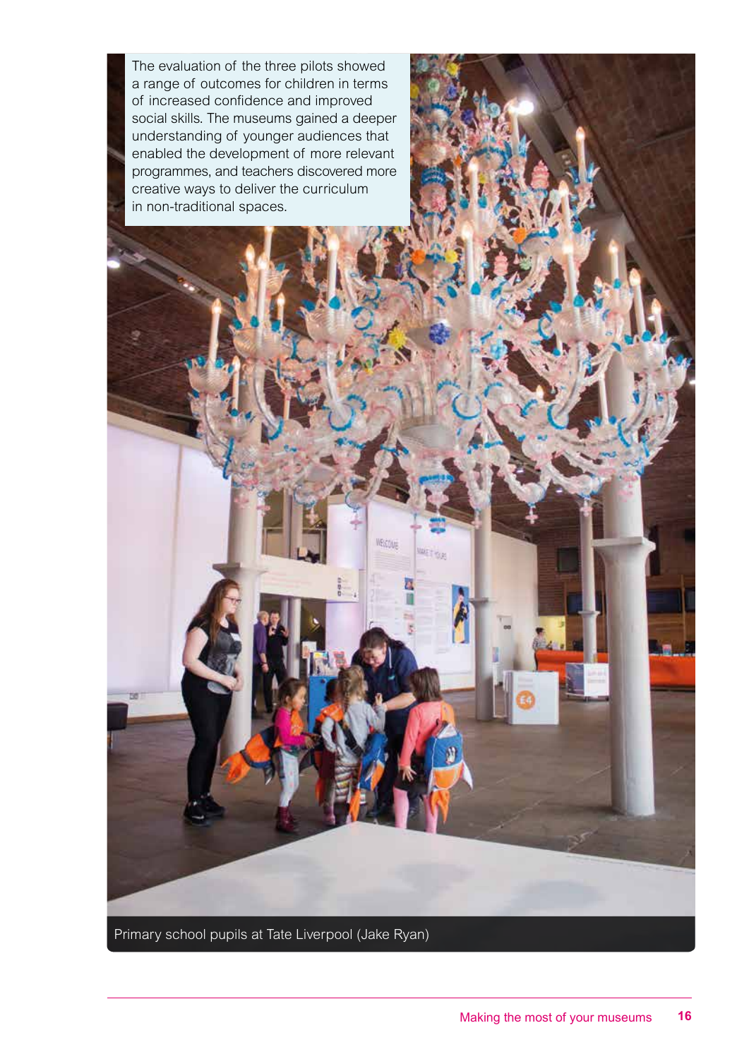The evaluation of the three pilots showed a range of outcomes for children in terms of increased confidence and improved social skills. The museums gained a deeper understanding of younger audiences that enabled the development of more relevant programmes, and teachers discovered more creative ways to deliver the curriculum in non-traditional spaces.

Primary school pupils at Tate Liverpool (Jake Ryan)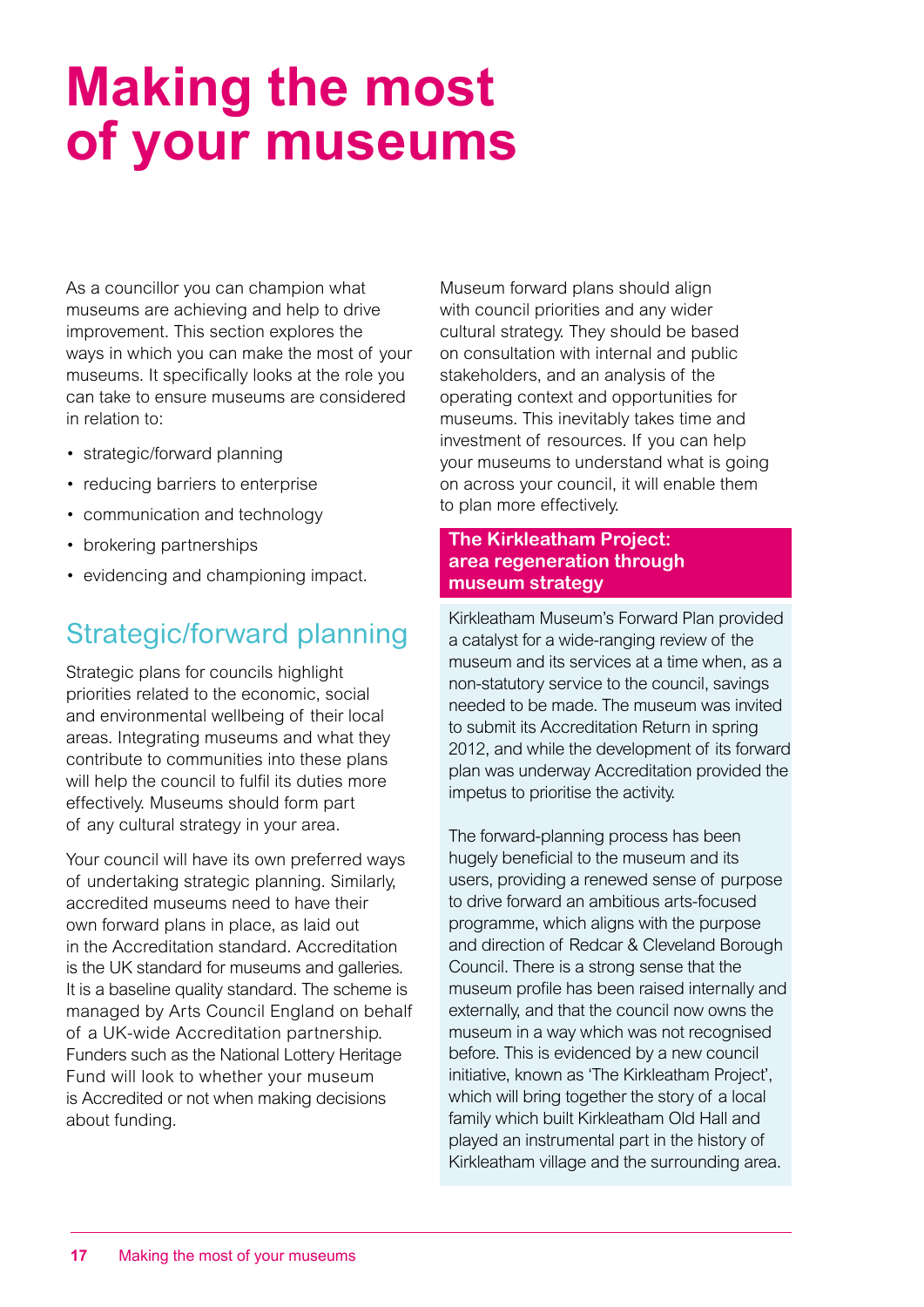# Making the most of your museums

As a councillor you can champion what museums are achieving and help to drive improvement. This section explores the ways in which you can make the most of your museums. It specifically looks at the role you can take to ensure museums are considered in relation to:

- strategic/forward planning
- reducing barriers to enterprise
- communication and technology
- brokering partnerships
- evidencing and championing impact.

## Strategic/forward planning

Strategic plans for councils highlight priorities related to the economic, social and environmental wellbeing of their local areas. Integrating museums and what they contribute to communities into these plans will help the council to fulfil its duties more effectively. Museums should form part of any cultural strategy in your area.

Your council will have its own preferred ways of undertaking strategic planning. Similarly, accredited museums need to have their own forward plans in place, as laid out in the Accreditation standard. Accreditation is the UK standard for museums and galleries. It is a baseline quality standard. The scheme is managed by Arts Council England on behalf of a UK-wide Accreditation partnership. Funders such as the National Lottery Heritage Fund will look to whether your museum is Accredited or not when making decisions about funding.

Museum forward plans should align with council priorities and any wider cultural strategy. They should be based on consultation with internal and public stakeholders, and an analysis of the operating context and opportunities for museums. This inevitably takes time and investment of resources. If you can help your museums to understand what is going on across your council, it will enable them to plan more effectively.

### The Kirkleatham Project: area regeneration through museum strategy

Kirkleatham Museum's Forward Plan provided a catalyst for a wide-ranging review of the museum and its services at a time when, as a non-statutory service to the council, savings needed to be made. The museum was invited to submit its Accreditation Return in spring 2012, and while the development of its forward plan was underway Accreditation provided the impetus to prioritise the activity.

The forward-planning process has been hugely beneficial to the museum and its users, providing a renewed sense of purpose to drive forward an ambitious arts-focused programme, which aligns with the purpose and direction of Redcar & Cleveland Borough Council. There is a strong sense that the museum profile has been raised internally and externally, and that the council now owns the museum in a way which was not recognised before. This is evidenced by a new council initiative, known as 'The Kirkleatham Project', which will bring together the story of a local family which built Kirkleatham Old Hall and played an instrumental part in the history of Kirkleatham village and the surrounding area.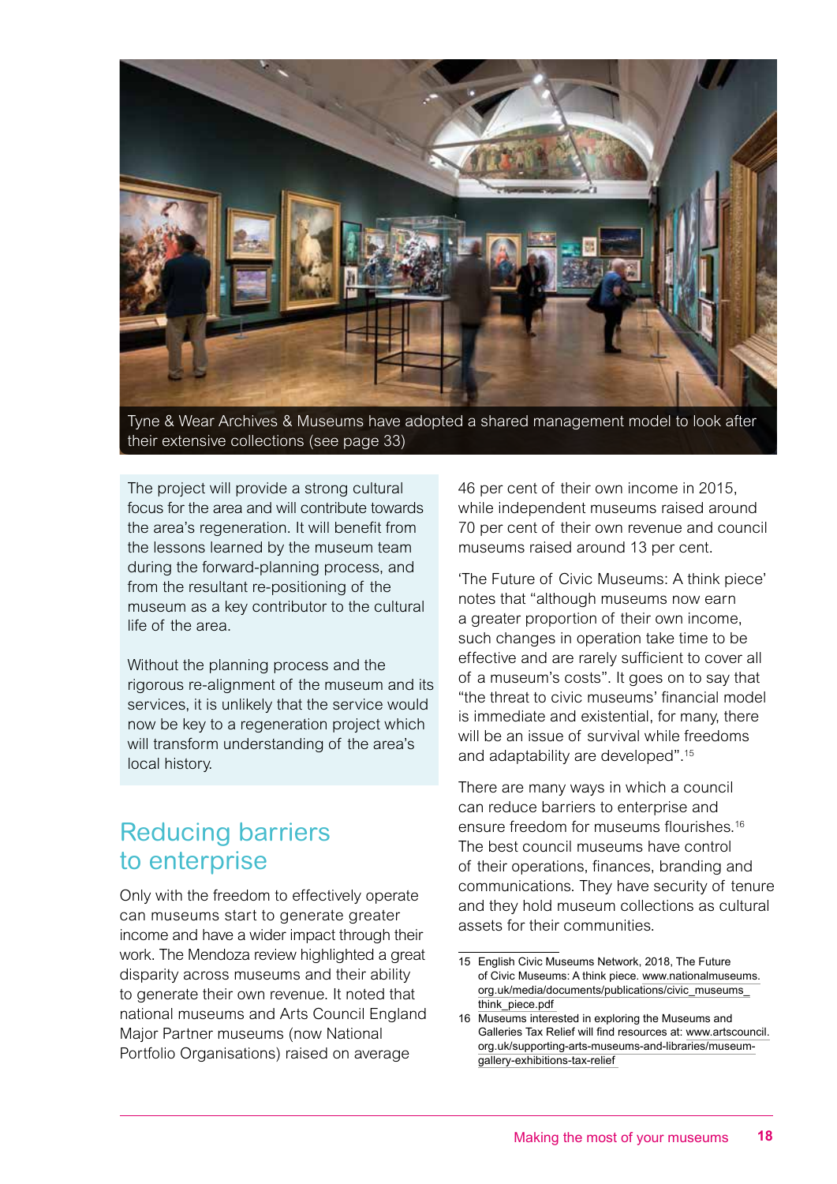Tyne & Wear Archives & Museums have adopted a shared management model to look after their extensive collections (see page 33)

The project will provide a strong cultural focus for the area and will contribute towards the area's regeneration. It will benefit from the lessons learned by the museum team during the forward-planning process, and from the resultant re-positioning of the museum as a key contributor to the cultural life of the area.

Without the planning process and the rigorous re-alignment of the museum and its services, it is unlikely that the service would now be key to a regeneration project which will transform understanding of the area's local history.

## Reducing barriers to enterprise

Only with the freedom to effectively operate can museums start to generate greater income and have a wider impact through their work. The Mendoza review highlighted a great disparity across museums and their ability to generate their own revenue. It noted that national museums and Arts Council England Major Partner museums (now National Portfolio Organisations) raised on average 46 per cent of their own income in 2015, while independent museums raised around 70 per cent of their own revenue and council museums raised around 13 per cent.

'The Future of Civic Museums: A think piece' notes that "although museums now earn a greater proportion of their own income, such changes in operation take time to be effective and are rarely sufficient to cover all of a museum's costs". It goes on to say that "the threat to civic museums' financial model is immediate and existential, for many, there will be an issue of survival while freedoms and adaptability are developed".[15]

There are many ways in which a council can reduce barriers to enterprise and ensure freedom for museums flourishes.[16] The best council museums have control of their operations, finances, branding and communications. They have security of tenure and they hold museum collections as cultural assets for their communities.

---

15 English Civic Museums Network, 2018, The Future of Civic Museums: A think piece. www.nationalmuseums.org.uk/media/documents/publications/civic_museums_think_piece.pdf

16 Museums interested in exploring the Museums and Galleries Tax Relief will find resources at: www.artscouncil.org.uk/supporting-arts-museums-and-libraries/museum-gallery-exhibitions-tax-relief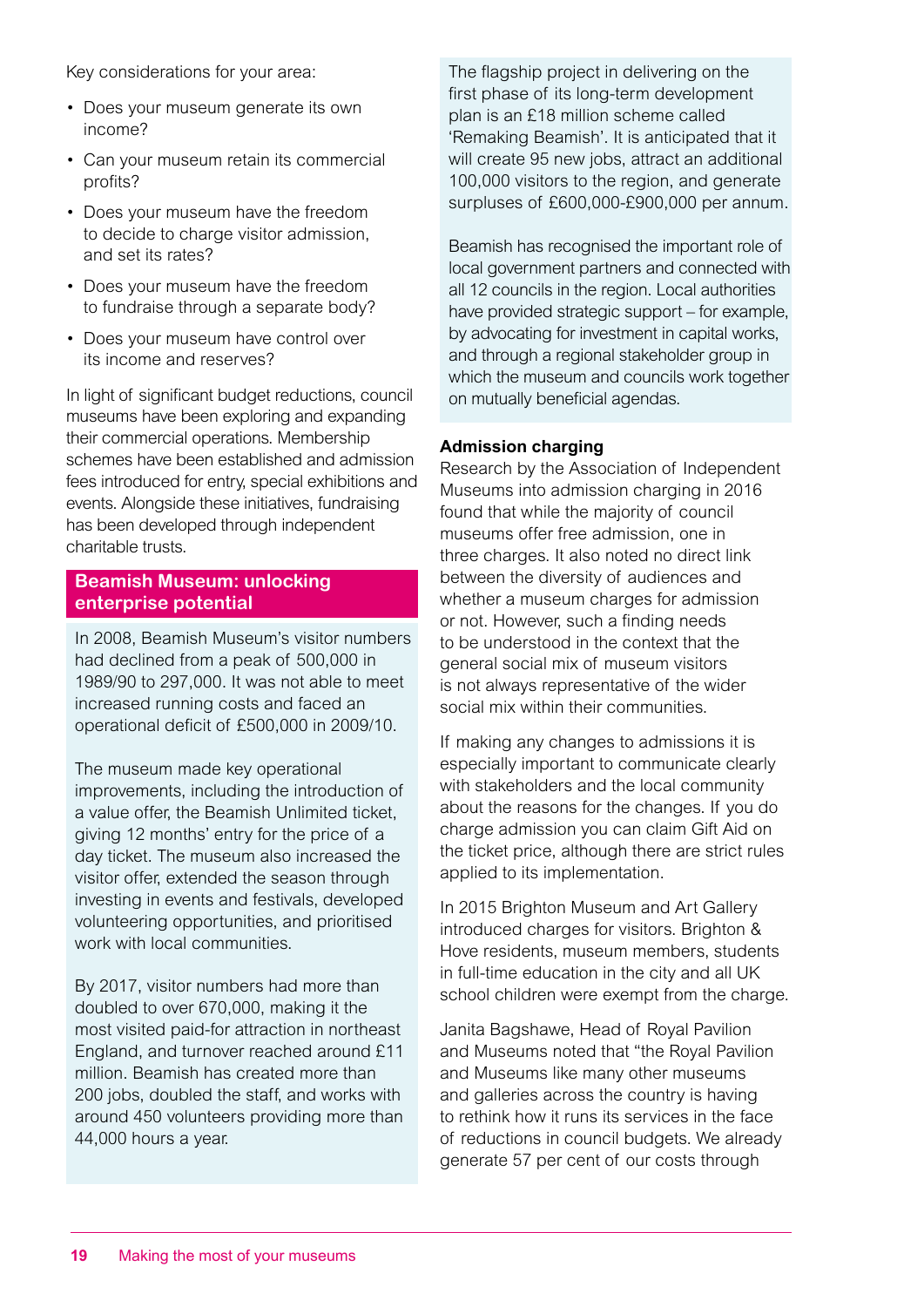Key considerations for your area:

- Does your museum generate its own income?
- Can your museum retain its commercial profits?
- Does your museum have the freedom to decide to charge visitor admission, and set its rates?
- Does your museum have the freedom to fundraise through a separate body?
- Does your museum have control over its income and reserves?

In light of significant budget reductions, council museums have been exploring and expanding their commercial operations. Membership schemes have been established and admission fees introduced for entry, special exhibitions and events. Alongside these initiatives, fundraising has been developed through independent charitable trusts.

## Beamish Museum: unlocking enterprise potential

In 2008, Beamish Museum's visitor numbers had declined from a peak of 500,000 in 1989/90 to 297,000. It was not able to meet increased running costs and faced an operational deficit of £500,000 in 2009/10.

The museum made key operational improvements, including the introduction of a value offer, the Beamish Unlimited ticket, giving 12 months' entry for the price of a day ticket. The museum also increased the visitor offer, extended the season through investing in events and festivals, developed volunteering opportunities, and prioritised work with local communities.

By 2017, visitor numbers had more than doubled to over 670,000, making it the most visited paid-for attraction in northeast England, and turnover reached around £11 million. Beamish has created more than 200 jobs, doubled the staff, and works with around 450 volunteers providing more than 44,000 hours a year.

The flagship project in delivering on the first phase of its long-term development plan is an £18 million scheme called 'Remaking Beamish'. It is anticipated that it will create 95 new jobs, attract an additional 100,000 visitors to the region, and generate surpluses of £600,000-£900,000 per annum.

Beamish has recognised the important role of local government partners and connected with all 12 councils in the region. Local authorities have provided strategic support – for example, by advocating for investment in capital works, and through a regional stakeholder group in which the museum and councils work together on mutually beneficial agendas.

**Admission charging**

Research by the Association of Independent Museums into admission charging in 2016 found that while the majority of council museums offer free admission, one in three charges. It also noted no direct link between the diversity of audiences and whether a museum charges for admission or not. However, such a finding needs to be understood in the context that the general social mix of museum visitors is not always representative of the wider social mix within their communities.

If making any changes to admissions it is especially important to communicate clearly with stakeholders and the local community about the reasons for the changes. If you do charge admission you can claim Gift Aid on the ticket price, although there are strict rules applied to its implementation.

In 2015 Brighton Museum and Art Gallery introduced charges for visitors. Brighton & Hove residents, museum members, students in full-time education in the city and all UK school children were exempt from the charge.

Janita Bagshawe, Head of Royal Pavilion and Museums noted that "the Royal Pavilion and Museums like many other museums and galleries across the country is having to rethink how it runs its services in the face of reductions in council budgets. We already generate 57 per cent of our costs through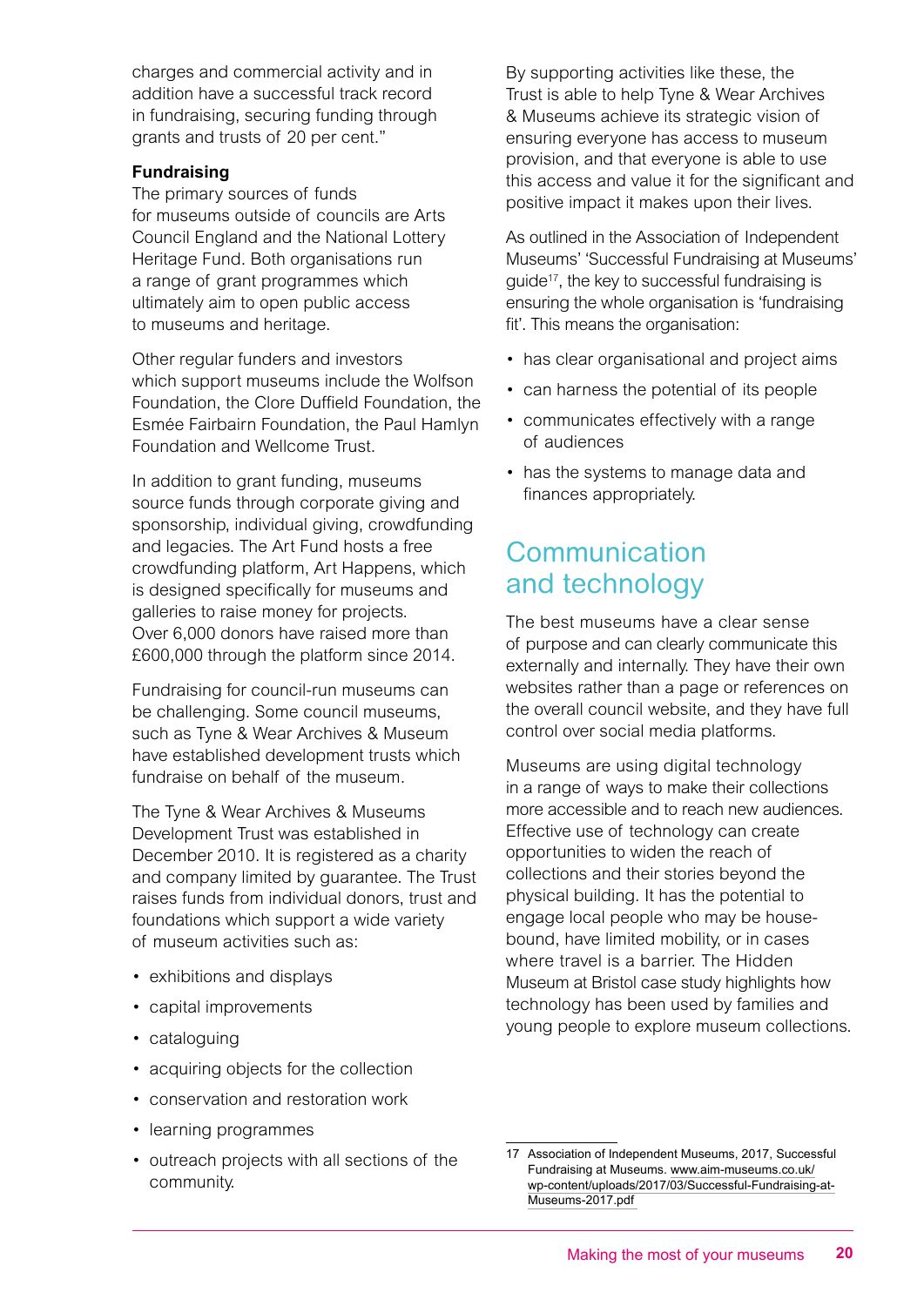charges and commercial activity and in addition have a successful track record in fundraising, securing funding through grants and trusts of 20 per cent."

**Fundraising**

The primary sources of funds for museums outside of councils are Arts Council England and the National Lottery Heritage Fund. Both organisations run a range of grant programmes which ultimately aim to open public access to museums and heritage.

Other regular funders and investors which support museums include the Wolfson Foundation, the Clore Duffield Foundation, the Esmée Fairbairn Foundation, the Paul Hamlyn Foundation and Wellcome Trust.

In addition to grant funding, museums source funds through corporate giving and sponsorship, individual giving, crowdfunding and legacies. The Art Fund hosts a free crowdfunding platform, Art Happens, which is designed specifically for museums and galleries to raise money for projects. Over 6,000 donors have raised more than £600,000 through the platform since 2014.

Fundraising for council-run museums can be challenging. Some council museums, such as Tyne & Wear Archives & Museum have established development trusts which fundraise on behalf of the museum.

The Tyne & Wear Archives & Museums Development Trust was established in December 2010. It is registered as a charity and company limited by guarantee. The Trust raises funds from individual donors, trust and foundations which support a wide variety of museum activities such as:

- exhibitions and displays
- capital improvements
- cataloguing
- acquiring objects for the collection
- conservation and restoration work
- learning programmes
- outreach projects with all sections of the community.

By supporting activities like these, the Trust is able to help Tyne & Wear Archives & Museums achieve its strategic vision of ensuring everyone has access to museum provision, and that everyone is able to use this access and value it for the significant and positive impact it makes upon their lives.

As outlined in the Association of Independent Museums' 'Successful Fundraising at Museums' guide[17], the key to successful fundraising is ensuring the whole organisation is 'fundraising fit'. This means the organisation:

- has clear organisational and project aims
- can harness the potential of its people
- communicates effectively with a range of audiences
- has the systems to manage data and finances appropriately.

## Communication and technology

The best museums have a clear sense of purpose and can clearly communicate this externally and internally. They have their own websites rather than a page or references on the overall council website, and they have full control over social media platforms.

Museums are using digital technology in a range of ways to make their collections more accessible and to reach new audiences. Effective use of technology can create opportunities to widen the reach of collections and their stories beyond the physical building. It has the potential to engage local people who may be house-bound, have limited mobility, or in cases where travel is a barrier. The Hidden Museum at Bristol case study highlights how technology has been used by families and young people to explore museum collections.

17 Association of Independent Museums, 2017, Successful Fundraising at Museums. www.aim-museums.co.uk/wp-content/uploads/2017/03/Successful-Fundraising-at-Museums-2017.pdf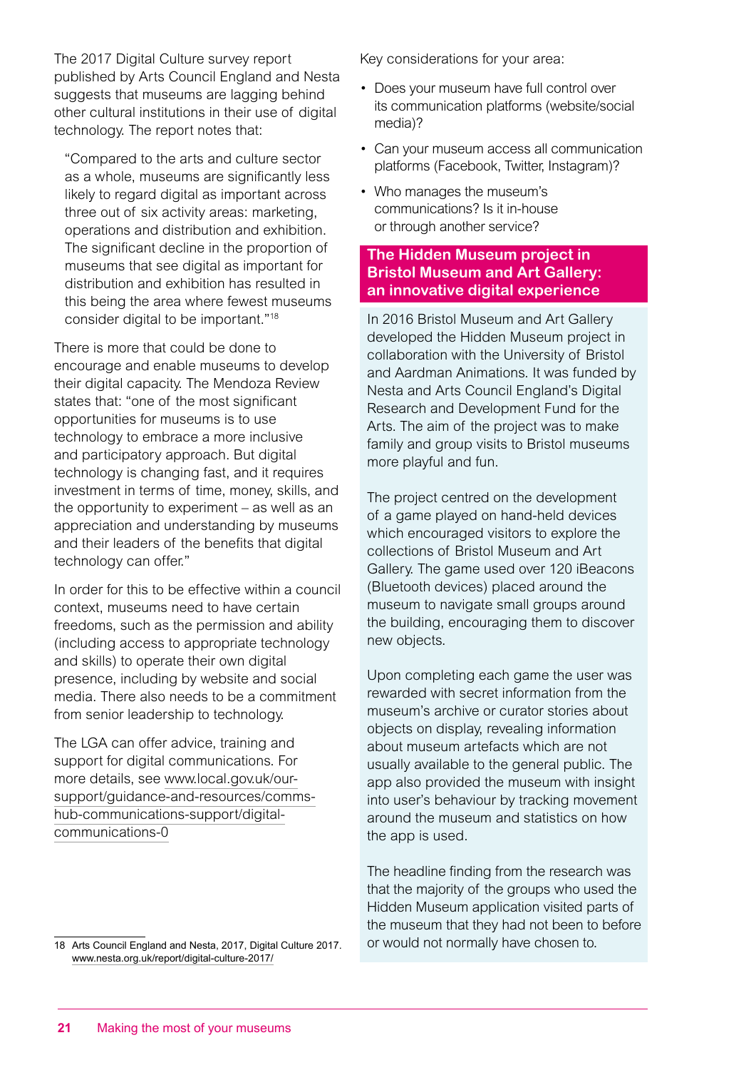The 2017 Digital Culture survey report published by Arts Council England and Nesta suggests that museums are lagging behind other cultural institutions in their use of digital technology. The report notes that:

> "Compared to the arts and culture sector as a whole, museums are significantly less likely to regard digital as important across three out of six activity areas: marketing, operations and distribution and exhibition. The significant decline in the proportion of museums that see digital as important for distribution and exhibition has resulted in this being the area where fewest museums consider digital to be important."[18]

There is more that could be done to encourage and enable museums to develop their digital capacity. The Mendoza Review states that: "one of the most significant opportunities for museums is to use technology to embrace a more inclusive and participatory approach. But digital technology is changing fast, and it requires investment in terms of time, money, skills, and the opportunity to experiment – as well as an appreciation and understanding by museums and their leaders of the benefits that digital technology can offer."

In order for this to be effective within a council context, museums need to have certain freedoms, such as the permission and ability (including access to appropriate technology and skills) to operate their own digital presence, including by website and social media. There also needs to be a commitment from senior leadership to technology.

The LGA can offer advice, training and support for digital communications. For more details, see www.local.gov.uk/our-support/guidance-and-resources/comms-hub-communications-support/digital-communications-0

Key considerations for your area:

- Does your museum have full control over its communication platforms (website/social media)?
- Can your museum access all communication platforms (Facebook, Twitter, Instagram)?
- Who manages the museum's communications? Is it in-house or through another service?

## The Hidden Museum project in Bristol Museum and Art Gallery: an innovative digital experience

In 2016 Bristol Museum and Art Gallery developed the Hidden Museum project in collaboration with the University of Bristol and Aardman Animations. It was funded by Nesta and Arts Council England's Digital Research and Development Fund for the Arts. The aim of the project was to make family and group visits to Bristol museums more playful and fun.

The project centred on the development of a game played on hand-held devices which encouraged visitors to explore the collections of Bristol Museum and Art Gallery. The game used over 120 iBeacons (Bluetooth devices) placed around the museum to navigate small groups around the building, encouraging them to discover new objects.

Upon completing each game the user was rewarded with secret information from the museum's archive or curator stories about objects on display, revealing information about museum artefacts which are not usually available to the general public. The app also provided the museum with insight into user's behaviour by tracking movement around the museum and statistics on how the app is used.

The headline finding from the research was that the majority of the groups who used the Hidden Museum application visited parts of the museum that they had not been to before or would not normally have chosen to.

---

18 Arts Council England and Nesta, 2017, Digital Culture 2017. www.nesta.org.uk/report/digital-culture-2017/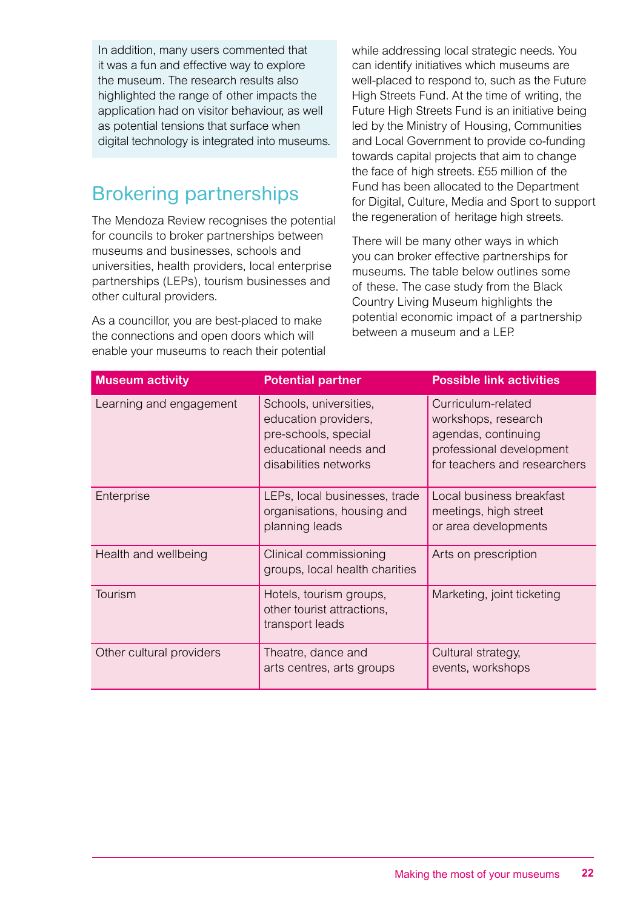In addition, many users commented that it was a fun and effective way to explore the museum. The research results also highlighted the range of other impacts the application had on visitor behaviour, as well as potential tensions that surface when digital technology is integrated into museums.

## Brokering partnerships

The Mendoza Review recognises the potential for councils to broker partnerships between museums and businesses, schools and universities, health providers, local enterprise partnerships (LEPs), tourism businesses and other cultural providers.

As a councillor, you are best-placed to make the connections and open doors which will enable your museums to reach their potential while addressing local strategic needs. You can identify initiatives which museums are well-placed to respond to, such as the Future High Streets Fund. At the time of writing, the Future High Streets Fund is an initiative being led by the Ministry of Housing, Communities and Local Government to provide co-funding towards capital projects that aim to change the face of high streets. £55 million of the Fund has been allocated to the Department for Digital, Culture, Media and Sport to support the regeneration of heritage high streets.

There will be many other ways in which you can broker effective partnerships for museums. The table below outlines some of these. The case study from the Black Country Living Museum highlights the potential economic impact of a partnership between a museum and a LEP.

| Museum activity | Potential partner | Possible link activities |
|---|---|---|
| Learning and engagement | Schools, universities, education providers, pre-schools, special educational needs and disabilities networks | Curriculum-related workshops, research agendas, continuing professional development for teachers and researchers |
| Enterprise | LEPs, local businesses, trade organisations, housing and planning leads | Local business breakfast meetings, high street or area developments |
| Health and wellbeing | Clinical commissioning groups, local health charities | Arts on prescription |
| Tourism | Hotels, tourism groups, other tourist attractions, transport leads | Marketing, joint ticketing |
| Other cultural providers | Theatre, dance and arts centres, arts groups | Cultural strategy, events, workshops |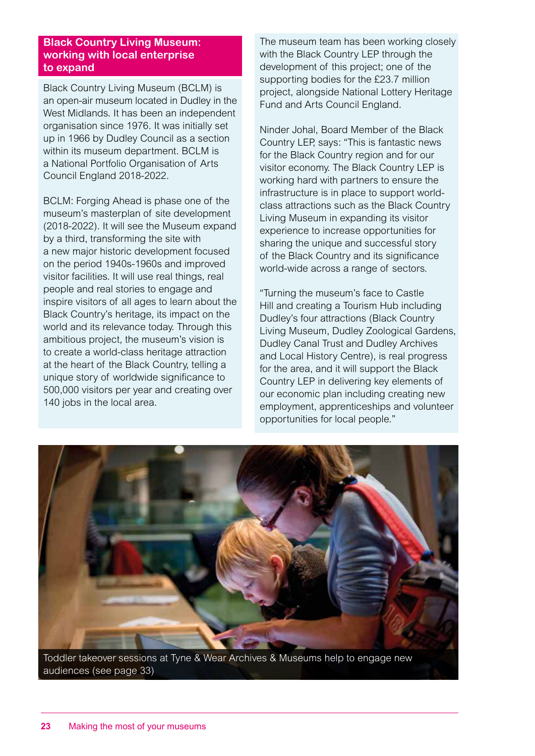## Black Country Living Museum: working with local enterprise to expand

Black Country Living Museum (BCLM) is an open-air museum located in Dudley in the West Midlands. It has been an independent organisation since 1976. It was initially set up in 1966 by Dudley Council as a section within its museum department. BCLM is a National Portfolio Organisation of Arts Council England 2018-2022.

BCLM: Forging Ahead is phase one of the museum's masterplan of site development (2018-2022). It will see the Museum expand by a third, transforming the site with a new major historic development focused on the period 1940s-1960s and improved visitor facilities. It will use real things, real people and real stories to engage and inspire visitors of all ages to learn about the Black Country's heritage, its impact on the world and its relevance today. Through this ambitious project, the museum's vision is to create a world-class heritage attraction at the heart of the Black Country, telling a unique story of worldwide significance to 500,000 visitors per year and creating over 140 jobs in the local area.

The museum team has been working closely with the Black Country LEP through the development of this project; one of the supporting bodies for the £23.7 million project, alongside National Lottery Heritage Fund and Arts Council England.

Ninder Johal, Board Member of the Black Country LEP, says: "This is fantastic news for the Black Country region and for our visitor economy. The Black Country LEP is working hard with partners to ensure the infrastructure is in place to support world-class attractions such as the Black Country Living Museum in expanding its visitor experience to increase opportunities for sharing the unique and successful story of the Black Country and its significance world-wide across a range of sectors.

"Turning the museum's face to Castle Hill and creating a Tourism Hub including Dudley's four attractions (Black Country Living Museum, Dudley Zoological Gardens, Dudley Canal Trust and Dudley Archives and Local History Centre), is real progress for the area, and it will support the Black Country LEP in delivering key elements of our economic plan including creating new employment, apprenticeships and volunteer opportunities for local people."

Toddler takeover sessions at Tyne & Wear Archives & Museums help to engage new audiences (see page 33)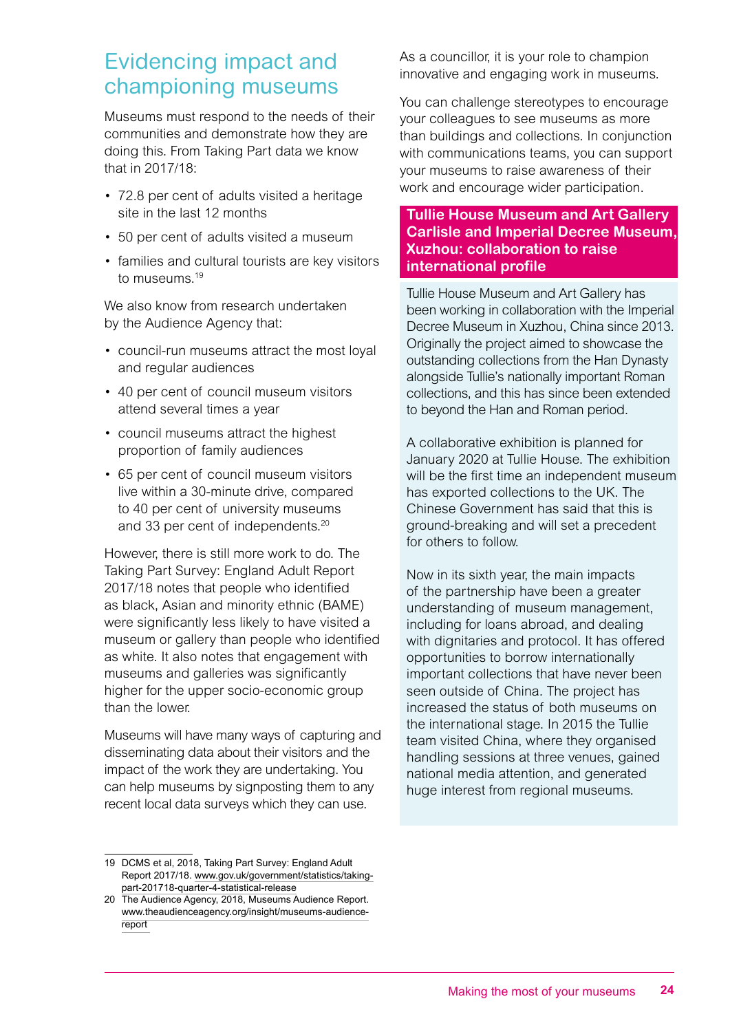## Evidencing impact and championing museums

Museums must respond to the needs of their communities and demonstrate how they are doing this. From Taking Part data we know that in 2017/18:

- 72.8 per cent of adults visited a heritage site in the last 12 months
- 50 per cent of adults visited a museum
- families and cultural tourists are key visitors to museums.[19]

We also know from research undertaken by the Audience Agency that:

- council-run museums attract the most loyal and regular audiences
- 40 per cent of council museum visitors attend several times a year
- council museums attract the highest proportion of family audiences
- 65 per cent of council museum visitors live within a 30-minute drive, compared to 40 per cent of university museums and 33 per cent of independents.[20]

However, there is still more work to do. The Taking Part Survey: England Adult Report 2017/18 notes that people who identified as black, Asian and minority ethnic (BAME) were significantly less likely to have visited a museum or gallery than people who identified as white. It also notes that engagement with museums and galleries was significantly higher for the upper socio-economic group than the lower.

Museums will have many ways of capturing and disseminating data about their visitors and the impact of the work they are undertaking. You can help museums by signposting them to any recent local data surveys which they can use.

As a councillor, it is your role to champion innovative and engaging work in museums.

You can challenge stereotypes to encourage your colleagues to see museums as more than buildings and collections. In conjunction with communications teams, you can support your museums to raise awareness of their work and encourage wider participation.

### Tullie House Museum and Art Gallery Carlisle and Imperial Decree Museum, Xuzhou: collaboration to raise international profile

Tullie House Museum and Art Gallery has been working in collaboration with the Imperial Decree Museum in Xuzhou, China since 2013. Originally the project aimed to showcase the outstanding collections from the Han Dynasty alongside Tullie's nationally important Roman collections, and this has since been extended to beyond the Han and Roman period.

A collaborative exhibition is planned for January 2020 at Tullie House. The exhibition will be the first time an independent museum has exported collections to the UK. The Chinese Government has said that this is ground-breaking and will set a precedent for others to follow.

Now in its sixth year, the main impacts of the partnership have been a greater understanding of museum management, including for loans abroad, and dealing with dignitaries and protocol. It has offered opportunities to borrow internationally important collections that have never been seen outside of China. The project has increased the status of both museums on the international stage. In 2015 the Tullie team visited China, where they organised handling sessions at three venues, gained national media attention, and generated huge interest from regional museums.

---

19 DCMS et al, 2018, Taking Part Survey: England Adult Report 2017/18. www.gov.uk/government/statistics/taking-part-201718-quarter-4-statistical-release

20 The Audience Agency, 2018, Museums Audience Report. www.theaudienceagency.org/insight/museums-audience-report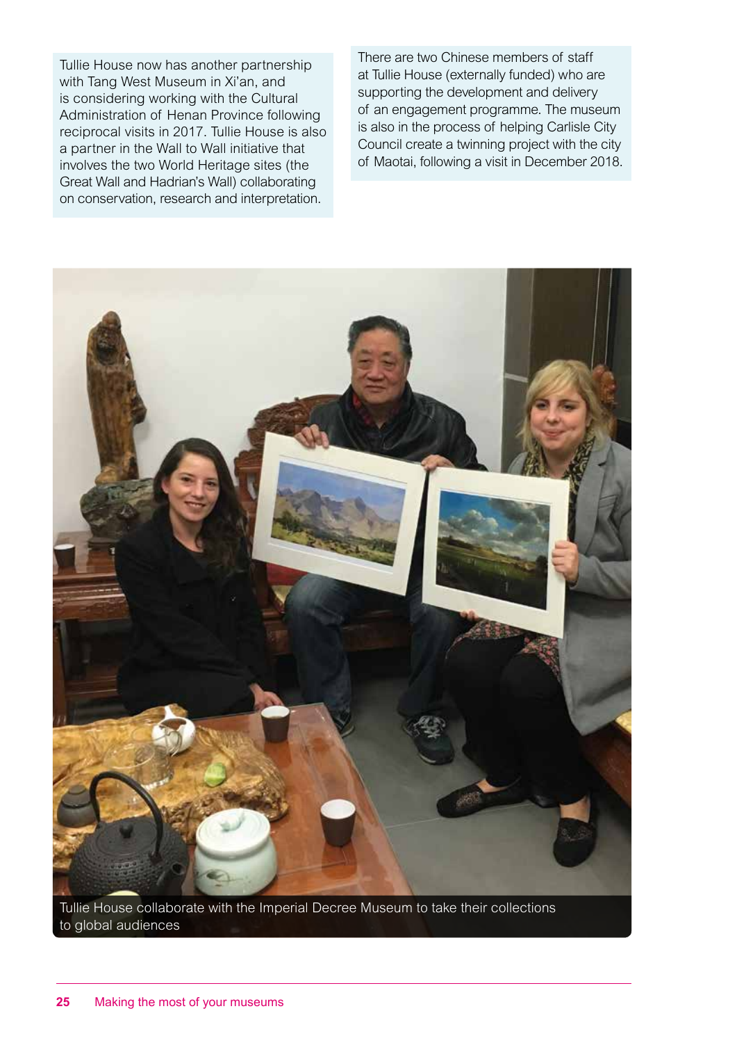Tullie House now has another partnership with Tang West Museum in Xi'an, and is considering working with the Cultural Administration of Henan Province following reciprocal visits in 2017. Tullie House is also a partner in the Wall to Wall initiative that involves the two World Heritage sites (the Great Wall and Hadrian's Wall) collaborating on conservation, research and interpretation.

There are two Chinese members of staff at Tullie House (externally funded) who are supporting the development and delivery of an engagement programme. The museum is also in the process of helping Carlisle City Council create a twinning project with the city of Maotai, following a visit in December 2018.

Tullie House collaborate with the Imperial Decree Museum to take their collections to global audiences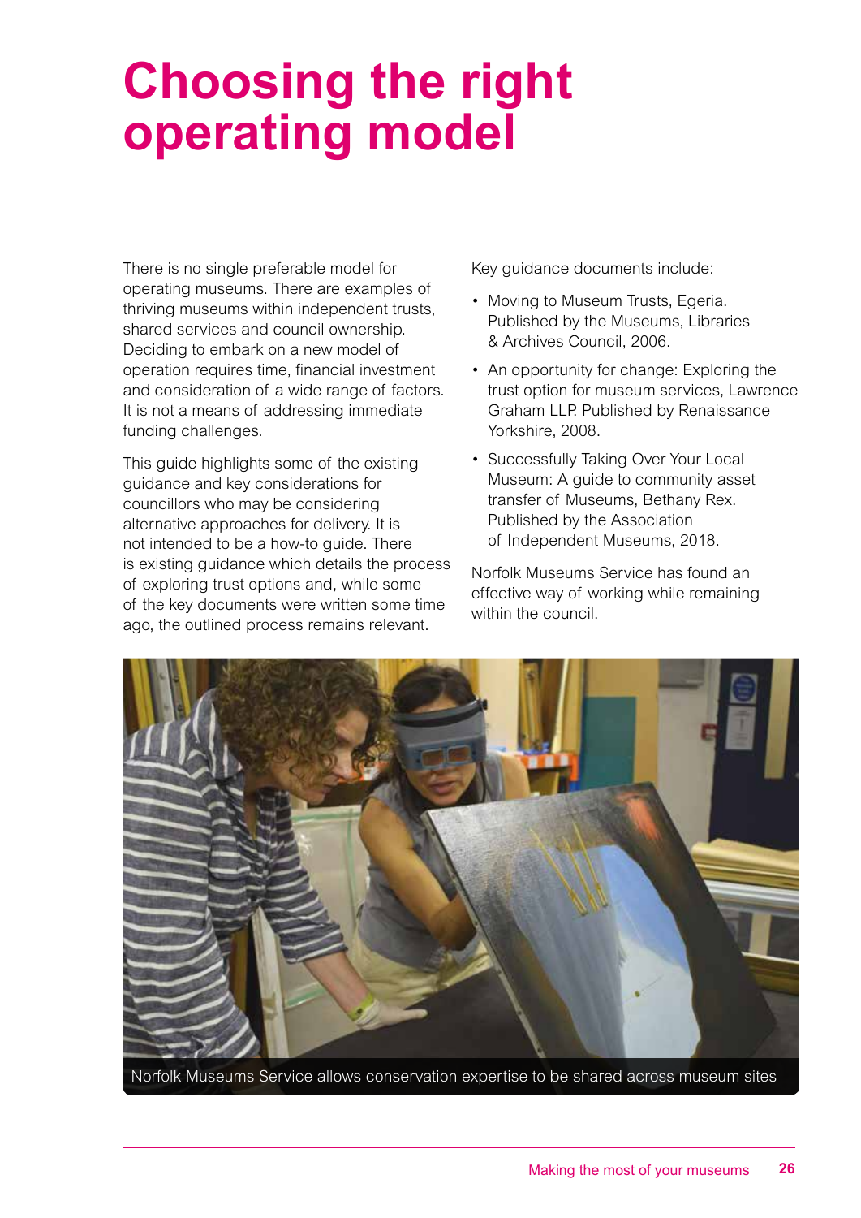# Choosing the right operating model

There is no single preferable model for operating museums. There are examples of thriving museums within independent trusts, shared services and council ownership. Deciding to embark on a new model of operation requires time, financial investment and consideration of a wide range of factors. It is not a means of addressing immediate funding challenges.

This guide highlights some of the existing guidance and key considerations for councillors who may be considering alternative approaches for delivery. It is not intended to be a how-to guide. There is existing guidance which details the process of exploring trust options and, while some of the key documents were written some time ago, the outlined process remains relevant.

Key guidance documents include:

- Moving to Museum Trusts, Egeria. Published by the Museums, Libraries & Archives Council, 2006.
- An opportunity for change: Exploring the trust option for museum services, Lawrence Graham LLP. Published by Renaissance Yorkshire, 2008.
- Successfully Taking Over Your Local Museum: A guide to community asset transfer of Museums, Bethany Rex. Published by the Association of Independent Museums, 2018.

Norfolk Museums Service has found an effective way of working while remaining within the council.

Norfolk Museums Service allows conservation expertise to be shared across museum sites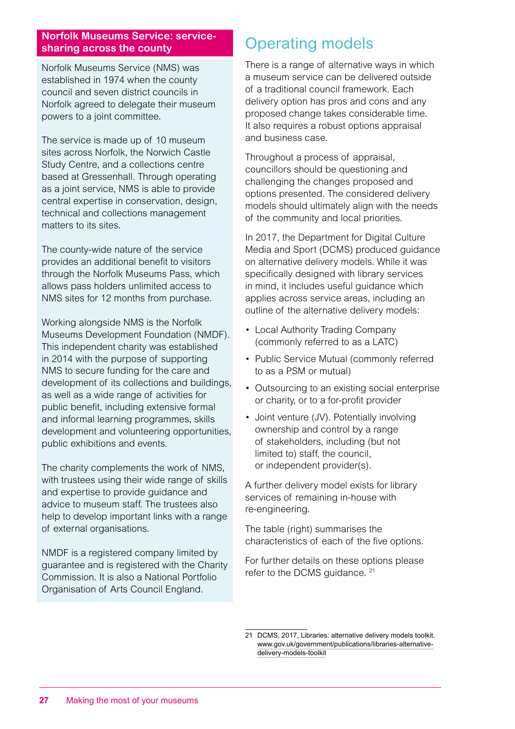## Norfolk Museums Service: service-sharing across the county

Norfolk Museums Service (NMS) was established in 1974 when the county council and seven district councils in Norfolk agreed to delegate their museum powers to a joint committee.

The service is made up of 10 museum sites across Norfolk, the Norwich Castle Study Centre, and a collections centre based at Gressenhall. Through operating as a joint service, NMS is able to provide central expertise in conservation, design, technical and collections management matters to its sites.

The county-wide nature of the service provides an additional benefit to visitors through the Norfolk Museums Pass, which allows pass holders unlimited access to NMS sites for 12 months from purchase.

Working alongside NMS is the Norfolk Museums Development Foundation (NMDF). This independent charity was established in 2014 with the purpose of supporting NMS to secure funding for the care and development of its collections and buildings, as well as a wide range of activities for public benefit, including extensive formal and informal learning programmes, skills development and volunteering opportunities, public exhibitions and events.

The charity complements the work of NMS, with trustees using their wide range of skills and expertise to provide guidance and advice to museum staff. The trustees also help to develop important links with a range of external organisations.

NMDF is a registered company limited by guarantee and is registered with the Charity Commission. It is also a National Portfolio Organisation of Arts Council England.

# Operating models

There is a range of alternative ways in which a museum service can be delivered outside of a traditional council framework. Each delivery option has pros and cons and any proposed change takes considerable time. It also requires a robust options appraisal and business case.

Throughout a process of appraisal, councillors should be questioning and challenging the changes proposed and options presented. The considered delivery models should ultimately align with the needs of the community and local priorities.

In 2017, the Department for Digital Culture Media and Sport (DCMS) produced guidance on alternative delivery models. While it was specifically designed with library services in mind, it includes useful guidance which applies across service areas, including an outline of the alternative delivery models:

- Local Authority Trading Company (commonly referred to as a LATC)
- Public Service Mutual (commonly referred to as a PSM or mutual)
- Outsourcing to an existing social enterprise or charity, or to a for-profit provider
- Joint venture (JV). Potentially involving ownership and control by a range of stakeholders, including (but not limited to) staff, the council, or independent provider(s).

A further delivery model exists for library services of remaining in-house with re-engineering.

The table (right) summarises the characteristics of each of the five options.

For further details on these options please refer to the DCMS guidance. [21]

---

21 DCMS, 2017, Libraries: alternative delivery models toolkit. www.gov.uk/government/publications/libraries-alternative-delivery-models-toolkit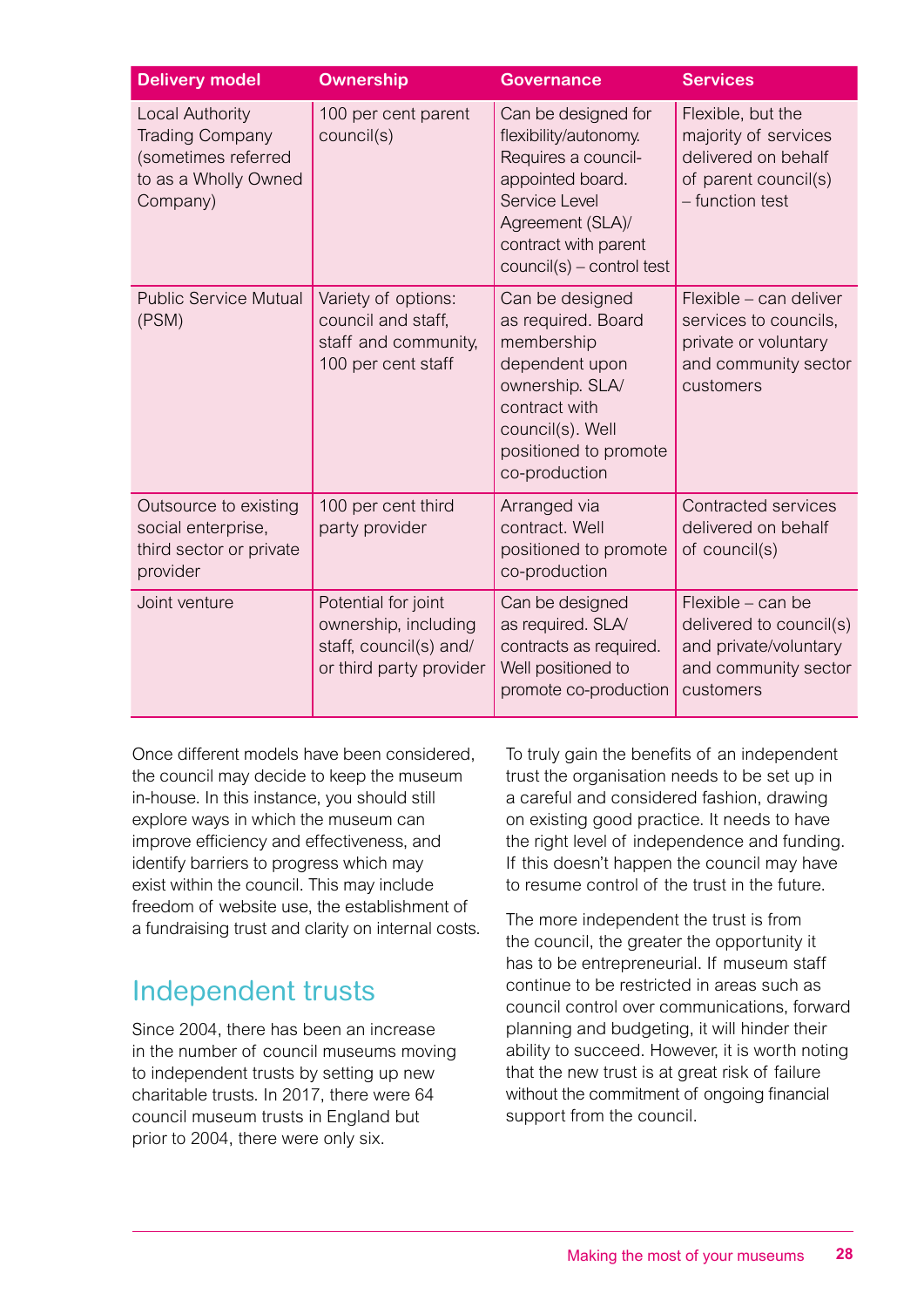| Delivery model | Ownership | Governance | Services |
|---|---|---|---|
| Local Authority Trading Company (sometimes referred to as a Wholly Owned Company) | 100 per cent parent council(s) | Can be designed for flexibility/autonomy. Requires a council-appointed board. Service Level Agreement (SLA)/ contract with parent council(s) – control test | Flexible, but the majority of services delivered on behalf of parent council(s) – function test |
| Public Service Mutual (PSM) | Variety of options: council and staff, staff and community, 100 per cent staff | Can be designed as required. Board membership dependent upon ownership. SLA/ contract with council(s). Well positioned to promote co-production | Flexible – can deliver services to councils, private or voluntary and community sector customers |
| Outsource to existing social enterprise, third sector or private provider | 100 per cent third party provider | Arranged via contract. Well positioned to promote co-production | Contracted services delivered on behalf of council(s) |
| Joint venture | Potential for joint ownership, including staff, council(s) and/ or third party provider | Can be designed as required. SLA/ contracts as required. Well positioned to promote co-production | Flexible – can be delivered to council(s) and private/voluntary and community sector customers |

Once different models have been considered, the council may decide to keep the museum in-house. In this instance, you should still explore ways in which the museum can improve efficiency and effectiveness, and identify barriers to progress which may exist within the council. This may include freedom of website use, the establishment of a fundraising trust and clarity on internal costs.

## Independent trusts

Since 2004, there has been an increase in the number of council museums moving to independent trusts by setting up new charitable trusts. In 2017, there were 64 council museum trusts in England but prior to 2004, there were only six.

To truly gain the benefits of an independent trust the organisation needs to be set up in a careful and considered fashion, drawing on existing good practice. It needs to have the right level of independence and funding. If this doesn't happen the council may have to resume control of the trust in the future.

The more independent the trust is from the council, the greater the opportunity it has to be entrepreneurial. If museum staff continue to be restricted in areas such as council control over communications, forward planning and budgeting, it will hinder their ability to succeed. However, it is worth noting that the new trust is at great risk of failure without the commitment of ongoing financial support from the council.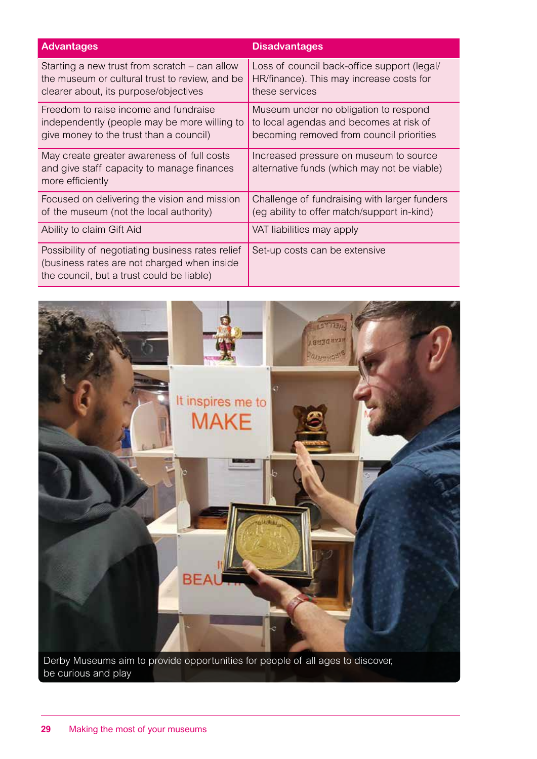| Advantages | Disadvantages |
|---|---|
| Starting a new trust from scratch – can allow the museum or cultural trust to review, and be clearer about, its purpose/objectives | Loss of council back-office support (legal/HR/finance). This may increase costs for these services |
| Freedom to raise income and fundraise independently (people may be more willing to give money to the trust than a council) | Museum under no obligation to respond to local agendas and becomes at risk of becoming removed from council priorities |
| May create greater awareness of full costs and give staff capacity to manage finances more efficiently | Increased pressure on museum to source alternative funds (which may not be viable) |
| Focused on delivering the vision and mission of the museum (not the local authority) | Challenge of fundraising with larger funders (eg ability to offer match/support in-kind) |
| Ability to claim Gift Aid | VAT liabilities may apply |
| Possibility of negotiating business rates relief (business rates are not charged when inside the council, but a trust could be liable) | Set-up costs can be extensive |

Derby Museums aim to provide opportunities for people of all ages to discover, be curious and play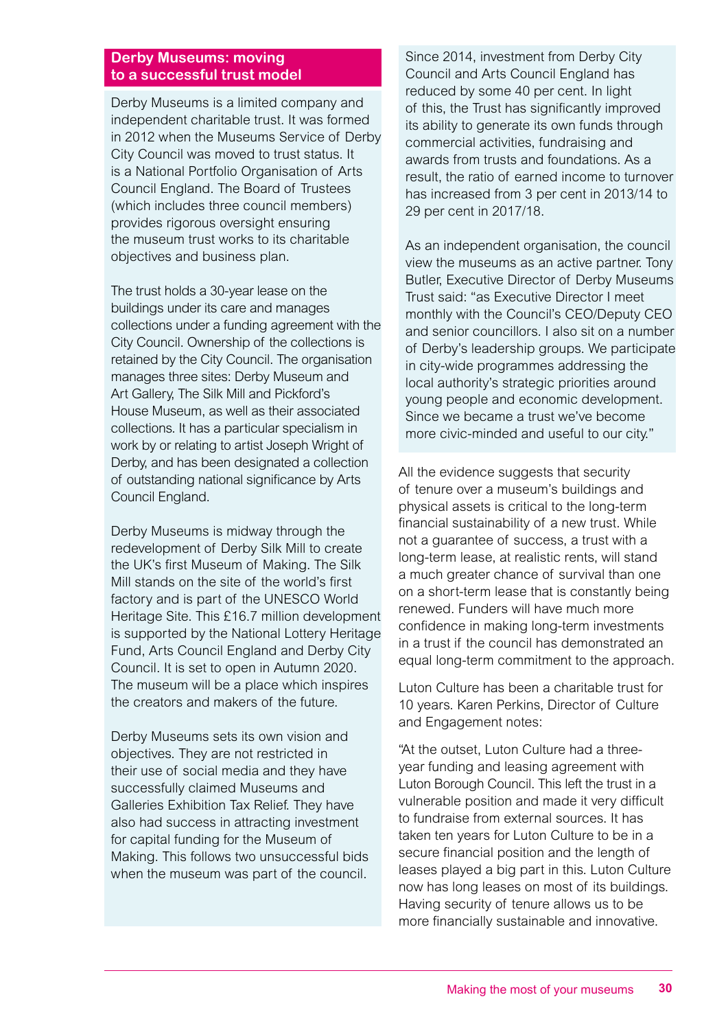## Derby Museums: moving to a successful trust model

Derby Museums is a limited company and independent charitable trust. It was formed in 2012 when the Museums Service of Derby City Council was moved to trust status. It is a National Portfolio Organisation of Arts Council England. The Board of Trustees (which includes three council members) provides rigorous oversight ensuring the museum trust works to its charitable objectives and business plan.

The trust holds a 30-year lease on the buildings under its care and manages collections under a funding agreement with the City Council. Ownership of the collections is retained by the City Council. The organisation manages three sites: Derby Museum and Art Gallery, The Silk Mill and Pickford's House Museum, as well as their associated collections. It has a particular specialism in work by or relating to artist Joseph Wright of Derby, and has been designated a collection of outstanding national significance by Arts Council England.

Derby Museums is midway through the redevelopment of Derby Silk Mill to create the UK's first Museum of Making. The Silk Mill stands on the site of the world's first factory and is part of the UNESCO World Heritage Site. This £16.7 million development is supported by the National Lottery Heritage Fund, Arts Council England and Derby City Council. It is set to open in Autumn 2020. The museum will be a place which inspires the creators and makers of the future.

Derby Museums sets its own vision and objectives. They are not restricted in their use of social media and they have successfully claimed Museums and Galleries Exhibition Tax Relief. They have also had success in attracting investment for capital funding for the Museum of Making. This follows two unsuccessful bids when the museum was part of the council.

Since 2014, investment from Derby City Council and Arts Council England has reduced by some 40 per cent. In light of this, the Trust has significantly improved its ability to generate its own funds through commercial activities, fundraising and awards from trusts and foundations. As a result, the ratio of earned income to turnover has increased from 3 per cent in 2013/14 to 29 per cent in 2017/18.

As an independent organisation, the council view the museums as an active partner. Tony Butler, Executive Director of Derby Museums Trust said: "as Executive Director I meet monthly with the Council's CEO/Deputy CEO and senior councillors. I also sit on a number of Derby's leadership groups. We participate in city-wide programmes addressing the local authority's strategic priorities around young people and economic development. Since we became a trust we've become more civic-minded and useful to our city."

All the evidence suggests that security of tenure over a museum's buildings and physical assets is critical to the long-term financial sustainability of a new trust. While not a guarantee of success, a trust with a long-term lease, at realistic rents, will stand a much greater chance of survival than one on a short-term lease that is constantly being renewed. Funders will have much more confidence in making long-term investments in a trust if the council has demonstrated an equal long-term commitment to the approach.

Luton Culture has been a charitable trust for 10 years. Karen Perkins, Director of Culture and Engagement notes:

"At the outset, Luton Culture had a three-year funding and leasing agreement with Luton Borough Council. This left the trust in a vulnerable position and made it very difficult to fundraise from external sources. It has taken ten years for Luton Culture to be in a secure financial position and the length of leases played a big part in this. Luton Culture now has long leases on most of its buildings. Having security of tenure allows us to be more financially sustainable and innovative.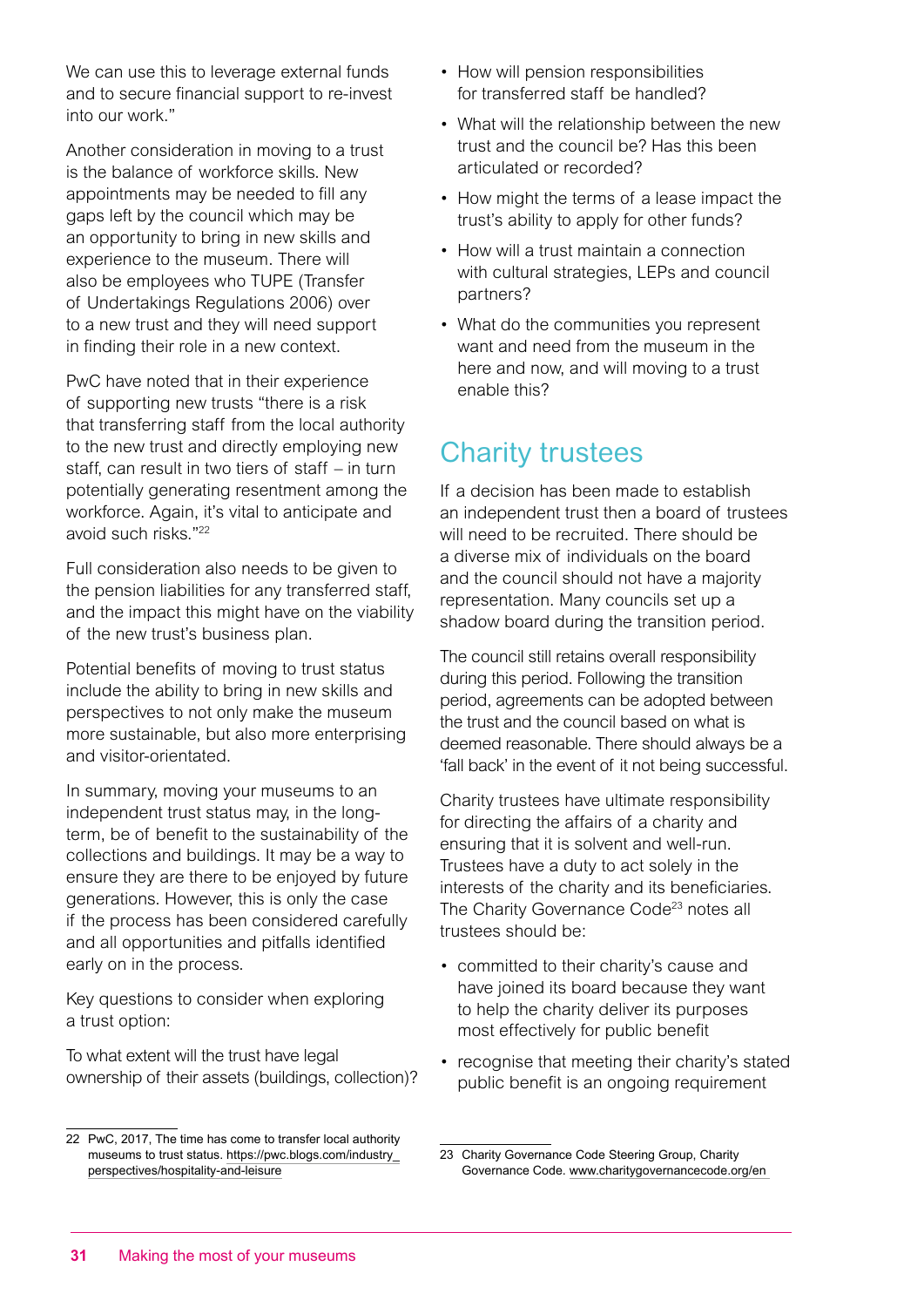We can use this to leverage external funds and to secure financial support to re-invest into our work."

Another consideration in moving to a trust is the balance of workforce skills. New appointments may be needed to fill any gaps left by the council which may be an opportunity to bring in new skills and experience to the museum. There will also be employees who TUPE (Transfer of Undertakings Regulations 2006) over to a new trust and they will need support in finding their role in a new context.

PwC have noted that in their experience of supporting new trusts "there is a risk that transferring staff from the local authority to the new trust and directly employing new staff, can result in two tiers of staff – in turn potentially generating resentment among the workforce. Again, it's vital to anticipate and avoid such risks."[22]

Full consideration also needs to be given to the pension liabilities for any transferred staff, and the impact this might have on the viability of the new trust's business plan.

Potential benefits of moving to trust status include the ability to bring in new skills and perspectives to not only make the museum more sustainable, but also more enterprising and visitor-orientated.

In summary, moving your museums to an independent trust status may, in the long-term, be of benefit to the sustainability of the collections and buildings. It may be a way to ensure they are there to be enjoyed by future generations. However, this is only the case if the process has been considered carefully and all opportunities and pitfalls identified early on in the process.

Key questions to consider when exploring a trust option:

To what extent will the trust have legal ownership of their assets (buildings, collection)?

- How will pension responsibilities for transferred staff be handled?
- What will the relationship between the new trust and the council be? Has this been articulated or recorded?
- How might the terms of a lease impact the trust's ability to apply for other funds?
- How will a trust maintain a connection with cultural strategies, LEPs and council partners?
- What do the communities you represent want and need from the museum in the here and now, and will moving to a trust enable this?

## Charity trustees

If a decision has been made to establish an independent trust then a board of trustees will need to be recruited. There should be a diverse mix of individuals on the board and the council should not have a majority representation. Many councils set up a shadow board during the transition period.

The council still retains overall responsibility during this period. Following the transition period, agreements can be adopted between the trust and the council based on what is deemed reasonable. There should always be a 'fall back' in the event of it not being successful.

Charity trustees have ultimate responsibility for directing the affairs of a charity and ensuring that it is solvent and well-run. Trustees have a duty to act solely in the interests of the charity and its beneficiaries. The Charity Governance Code[23] notes all trustees should be:

- committed to their charity's cause and have joined its board because they want to help the charity deliver its purposes most effectively for public benefit
- recognise that meeting their charity's stated public benefit is an ongoing requirement

22 PwC, 2017, The time has come to transfer local authority museums to trust status. https://pwc.blogs.com/industry_perspectives/hospitality-and-leisure

23 Charity Governance Code Steering Group, Charity Governance Code. www.charitygovernancecode.org/en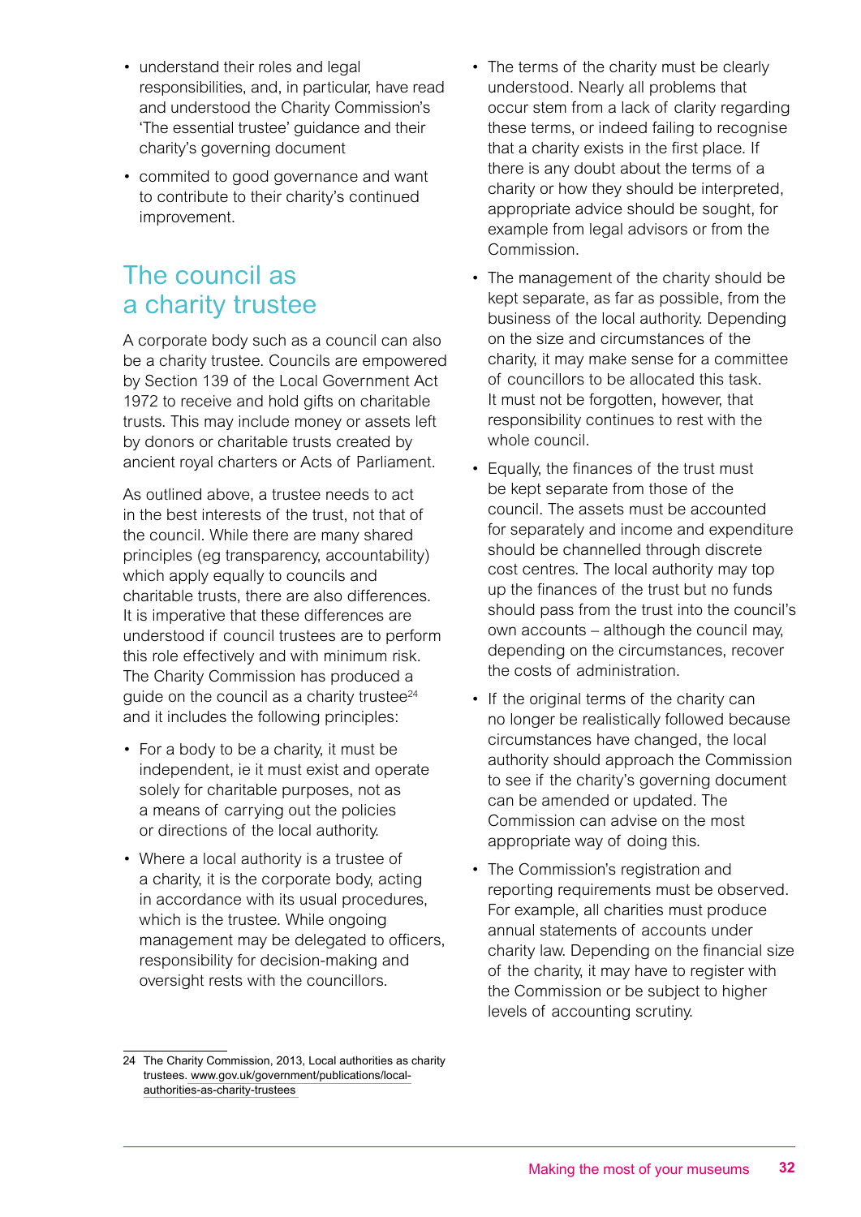- understand their roles and legal responsibilities, and, in particular, have read and understood the Charity Commission's 'The essential trustee' guidance and their charity's governing document
- commited to good governance and want to contribute to their charity's continued improvement.

## The council as a charity trustee

A corporate body such as a council can also be a charity trustee. Councils are empowered by Section 139 of the Local Government Act 1972 to receive and hold gifts on charitable trusts. This may include money or assets left by donors or charitable trusts created by ancient royal charters or Acts of Parliament.

As outlined above, a trustee needs to act in the best interests of the trust, not that of the council. While there are many shared principles (eg transparency, accountability) which apply equally to councils and charitable trusts, there are also differences. It is imperative that these differences are understood if council trustees are to perform this role effectively and with minimum risk. The Charity Commission has produced a guide on the council as a charity trustee[24] and it includes the following principles:

- For a body to be a charity, it must be independent, ie it must exist and operate solely for charitable purposes, not as a means of carrying out the policies or directions of the local authority.
- Where a local authority is a trustee of a charity, it is the corporate body, acting in accordance with its usual procedures, which is the trustee. While ongoing management may be delegated to officers, responsibility for decision-making and oversight rests with the councillors.
- The terms of the charity must be clearly understood. Nearly all problems that occur stem from a lack of clarity regarding these terms, or indeed failing to recognise that a charity exists in the first place. If there is any doubt about the terms of a charity or how they should be interpreted, appropriate advice should be sought, for example from legal advisors or from the Commission.
- The management of the charity should be kept separate, as far as possible, from the business of the local authority. Depending on the size and circumstances of the charity, it may make sense for a committee of councillors to be allocated this task. It must not be forgotten, however, that responsibility continues to rest with the whole council.
- Equally, the finances of the trust must be kept separate from those of the council. The assets must be accounted for separately and income and expenditure should be channelled through discrete cost centres. The local authority may top up the finances of the trust but no funds should pass from the trust into the council's own accounts – although the council may, depending on the circumstances, recover the costs of administration.
- If the original terms of the charity can no longer be realistically followed because circumstances have changed, the local authority should approach the Commission to see if the charity's governing document can be amended or updated. The Commission can advise on the most appropriate way of doing this.
- The Commission's registration and reporting requirements must be observed. For example, all charities must produce annual statements of accounts under charity law. Depending on the financial size of the charity, it may have to register with the Commission or be subject to higher levels of accounting scrutiny.

---

24 The Charity Commission, 2013, Local authorities as charity trustees. www.gov.uk/government/publications/local-authorities-as-charity-trustees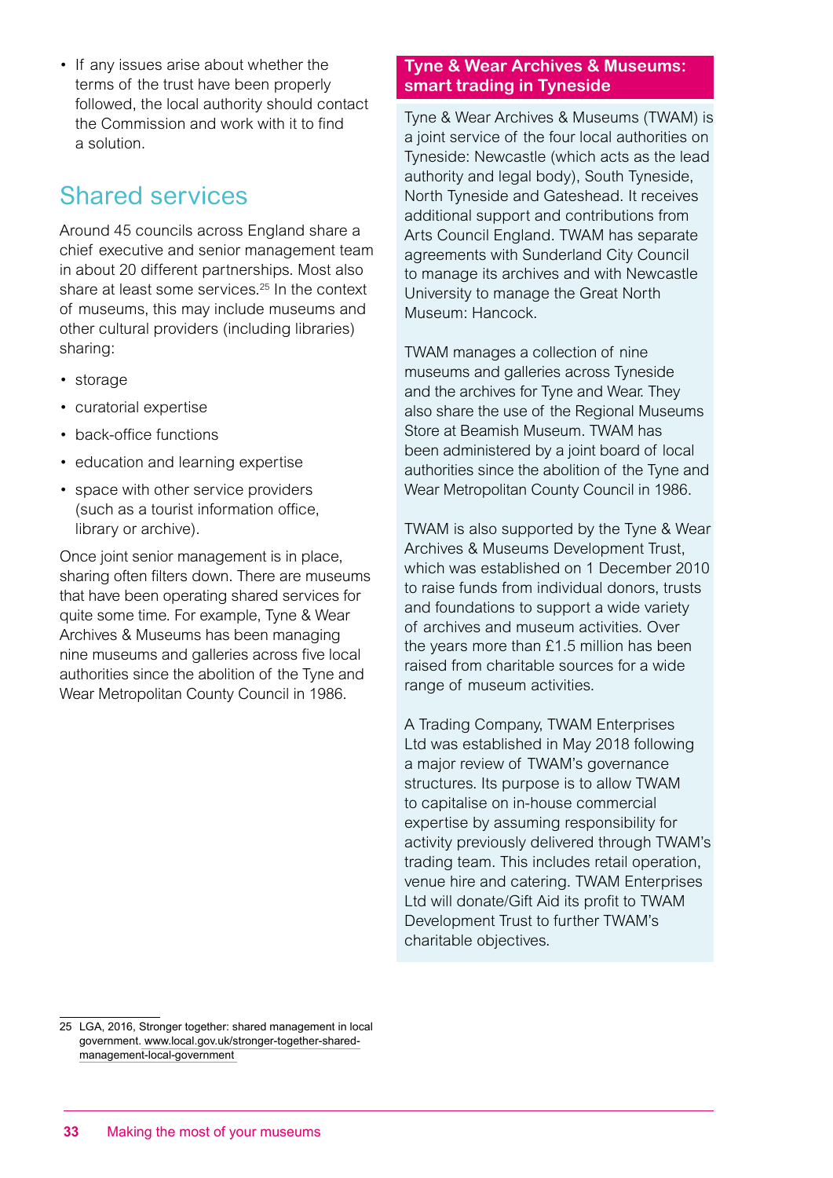- If any issues arise about whether the terms of the trust have been properly followed, the local authority should contact the Commission and work with it to find a solution.

## Shared services

Around 45 councils across England share a chief executive and senior management team in about 20 different partnerships. Most also share at least some services.[25] In the context of museums, this may include museums and other cultural providers (including libraries) sharing:

- storage
- curatorial expertise
- back-office functions
- education and learning expertise
- space with other service providers (such as a tourist information office, library or archive).

Once joint senior management is in place, sharing often filters down. There are museums that have been operating shared services for quite some time. For example, Tyne & Wear Archives & Museums has been managing nine museums and galleries across five local authorities since the abolition of the Tyne and Wear Metropolitan County Council in 1986.

### Tyne & Wear Archives & Museums: smart trading in Tyneside

Tyne & Wear Archives & Museums (TWAM) is a joint service of the four local authorities on Tyneside: Newcastle (which acts as the lead authority and legal body), South Tyneside, North Tyneside and Gateshead. It receives additional support and contributions from Arts Council England. TWAM has separate agreements with Sunderland City Council to manage its archives and with Newcastle University to manage the Great North Museum: Hancock.

TWAM manages a collection of nine museums and galleries across Tyneside and the archives for Tyne and Wear. They also share the use of the Regional Museums Store at Beamish Museum. TWAM has been administered by a joint board of local authorities since the abolition of the Tyne and Wear Metropolitan County Council in 1986.

TWAM is also supported by the Tyne & Wear Archives & Museums Development Trust, which was established on 1 December 2010 to raise funds from individual donors, trusts and foundations to support a wide variety of archives and museum activities. Over the years more than £1.5 million has been raised from charitable sources for a wide range of museum activities.

A Trading Company, TWAM Enterprises Ltd was established in May 2018 following a major review of TWAM's governance structures. Its purpose is to allow TWAM to capitalise on in-house commercial expertise by assuming responsibility for activity previously delivered through TWAM's trading team. This includes retail operation, venue hire and catering. TWAM Enterprises Ltd will donate/Gift Aid its profit to TWAM Development Trust to further TWAM's charitable objectives.

---

25 LGA, 2016, Stronger together: shared management in local government. www.local.gov.uk/stronger-together-shared-management-local-government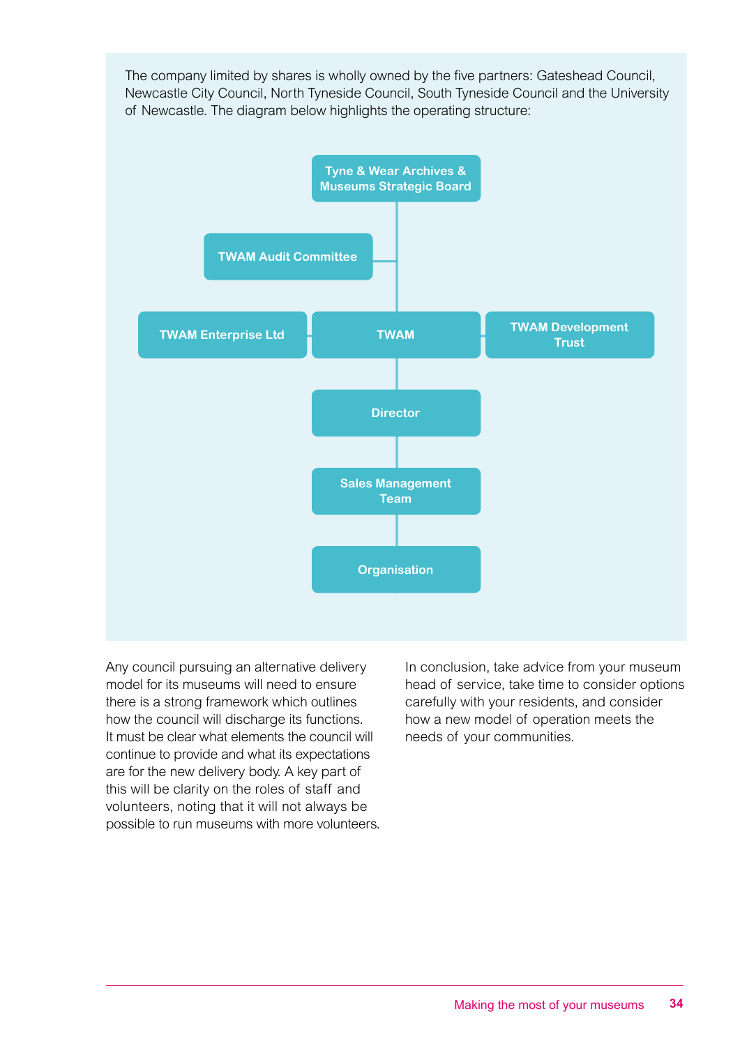The company limited by shares is wholly owned by the five partners: Gateshead Council, Newcastle City Council, North Tyneside Council, South Tyneside Council and the University of Newcastle. The diagram below highlights the operating structure:

- Tyne & Wear Archives & Museums Strategic Board
  - TWAM Audit Committee
  - TWAM
    - TWAM Enterprise Ltd
    - TWAM Development Trust
    - Director
      - Sales Management Team
        - Organisation

Any council pursuing an alternative delivery model for its museums will need to ensure there is a strong framework which outlines how the council will discharge its functions. It must be clear what elements the council will continue to provide and what its expectations are for the new delivery body. A key part of this will be clarity on the roles of staff and volunteers, noting that it will not always be possible to run museums with more volunteers.

In conclusion, take advice from your museum head of service, take time to consider options carefully with your residents, and consider how a new model of operation meets the needs of your communities.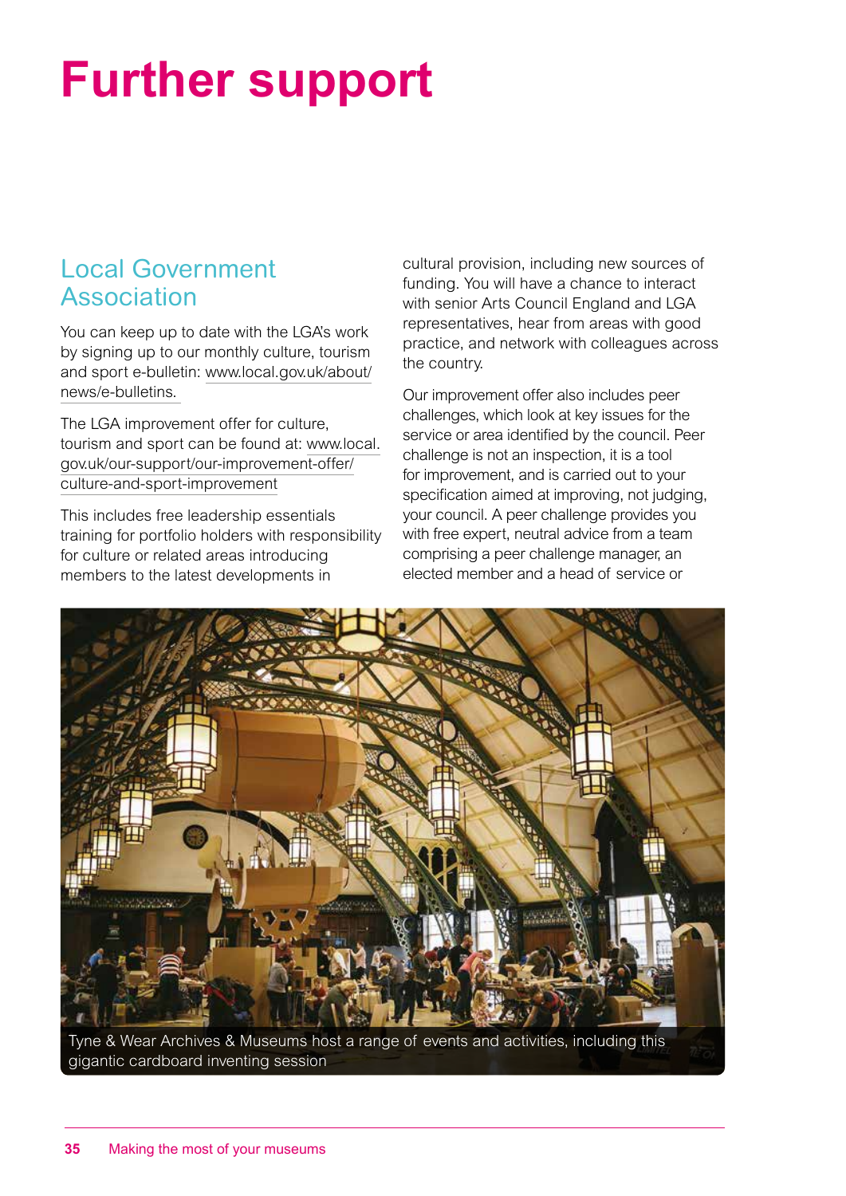# Further support

## Local Government Association

You can keep up to date with the LGA's work by signing up to our monthly culture, tourism and sport e-bulletin: www.local.gov.uk/about/news/e-bulletins.

The LGA improvement offer for culture, tourism and sport can be found at: www.local.gov.uk/our-support/our-improvement-offer/culture-and-sport-improvement

This includes free leadership essentials training for portfolio holders with responsibility for culture or related areas introducing members to the latest developments in cultural provision, including new sources of funding. You will have a chance to interact with senior Arts Council England and LGA representatives, hear from areas with good practice, and network with colleagues across the country.

Our improvement offer also includes peer challenges, which look at key issues for the service or area identified by the council. Peer challenge is not an inspection, it is a tool for improvement, and is carried out to your specification aimed at improving, not judging, your council. A peer challenge provides you with free expert, neutral advice from a team comprising a peer challenge manager, an elected member and a head of service or

Tyne & Wear Archives & Museums host a range of events and activities, including this gigantic cardboard inventing session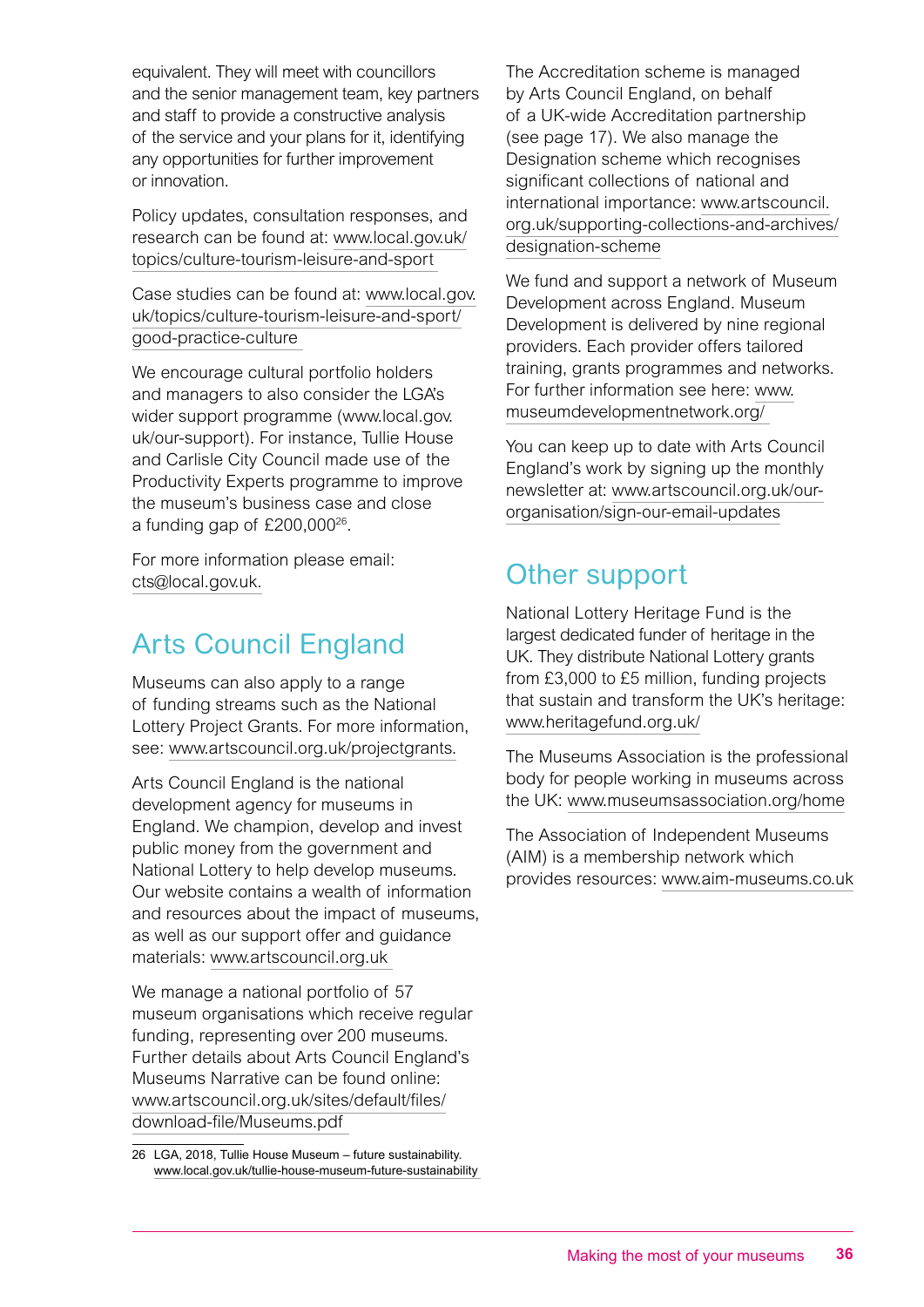equivalent. They will meet with councillors and the senior management team, key partners and staff to provide a constructive analysis of the service and your plans for it, identifying any opportunities for further improvement or innovation.

Policy updates, consultation responses, and research can be found at: www.local.gov.uk/topics/culture-tourism-leisure-and-sport

Case studies can be found at: www.local.gov.uk/topics/culture-tourism-leisure-and-sport/good-practice-culture

We encourage cultural portfolio holders and managers to also consider the LGA's wider support programme (www.local.gov.uk/our-support). For instance, Tullie House and Carlisle City Council made use of the Productivity Experts programme to improve the museum's business case and close a funding gap of £200,000[26].

For more information please email: cts@local.gov.uk.

## Arts Council England

Museums can also apply to a range of funding streams such as the National Lottery Project Grants. For more information, see: www.artscouncil.org.uk/projectgrants.

Arts Council England is the national development agency for museums in England. We champion, develop and invest public money from the government and National Lottery to help develop museums. Our website contains a wealth of information and resources about the impact of museums, as well as our support offer and guidance materials: www.artscouncil.org.uk

We manage a national portfolio of 57 museum organisations which receive regular funding, representing over 200 museums. Further details about Arts Council England's Museums Narrative can be found online: www.artscouncil.org.uk/sites/default/files/download-file/Museums.pdf

The Accreditation scheme is managed by Arts Council England, on behalf of a UK-wide Accreditation partnership (see page 17). We also manage the Designation scheme which recognises significant collections of national and international importance: www.artscouncil.org.uk/supporting-collections-and-archives/designation-scheme

We fund and support a network of Museum Development across England. Museum Development is delivered by nine regional providers. Each provider offers tailored training, grants programmes and networks. For further information see here: www.museumdevelopmentnetwork.org/

You can keep up to date with Arts Council England's work by signing up the monthly newsletter at: www.artscouncil.org.uk/our-organisation/sign-our-email-updates

## Other support

National Lottery Heritage Fund is the largest dedicated funder of heritage in the UK. They distribute National Lottery grants from £3,000 to £5 million, funding projects that sustain and transform the UK's heritage: www.heritagefund.org.uk/

The Museums Association is the professional body for people working in museums across the UK: www.museumsassociation.org/home

The Association of Independent Museums (AIM) is a membership network which provides resources: www.aim-museums.co.uk

---

26 LGA, 2018, Tullie House Museum – future sustainability. www.local.gov.uk/tullie-house-museum-future-sustainability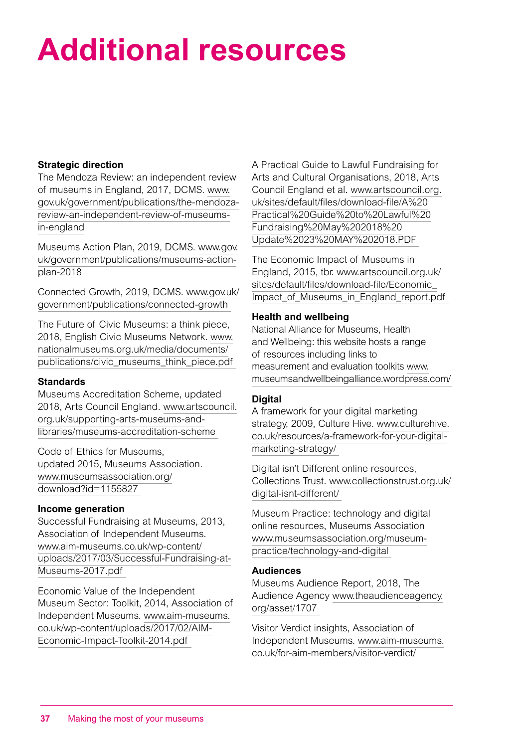# Additional resources

**Strategic direction**

The Mendoza Review: an independent review of museums in England, 2017, DCMS. www.gov.uk/government/publications/the-mendoza-review-an-independent-review-of-museums-in-england

Museums Action Plan, 2019, DCMS. www.gov.uk/government/publications/museums-action-plan-2018

Connected Growth, 2019, DCMS. www.gov.uk/government/publications/connected-growth

The Future of Civic Museums: a think piece, 2018, English Civic Museums Network. www.nationalmuseums.org.uk/media/documents/publications/civic_museums_think_piece.pdf

**Standards**

Museums Accreditation Scheme, updated 2018, Arts Council England. www.artscouncil.org.uk/supporting-arts-museums-and-libraries/museums-accreditation-scheme

Code of Ethics for Museums, updated 2015, Museums Association. www.museumsassociation.org/download?id=1155827

**Income generation**

Successful Fundraising at Museums, 2013, Association of Independent Museums. www.aim-museums.co.uk/wp-content/uploads/2017/03/Successful-Fundraising-at-Museums-2017.pdf

Economic Value of the Independent Museum Sector: Toolkit, 2014, Association of Independent Museums. www.aim-museums.co.uk/wp-content/uploads/2017/02/AIM-Economic-Impact-Toolkit-2014.pdf

A Practical Guide to Lawful Fundraising for Arts and Cultural Organisations, 2018, Arts Council England et al. www.artscouncil.org.uk/sites/default/files/download-file/A%20Practical%20Guide%20to%20Lawful%20Fundraising%20May%202018%20Update%2023%20MAY%202018.PDF

The Economic Impact of Museums in England, 2015, tbr. www.artscouncil.org.uk/sites/default/files/download-file/Economic_Impact_of_Museums_in_England_report.pdf

**Health and wellbeing**

National Alliance for Museums, Health and Wellbeing: this website hosts a range of resources including links to measurement and evaluation toolkits www.museumsandwellbeingalliance.wordpress.com/

**Digital**

A framework for your digital marketing strategy, 2009, Culture Hive. www.culturehive.co.uk/resources/a-framework-for-your-digital-marketing-strategy/

Digital isn't Different online resources, Collections Trust. www.collectionstrust.org.uk/digital-isnt-different/

Museum Practice: technology and digital online resources, Museums Association www.museumsassociation.org/museum-practice/technology-and-digital

**Audiences**

Museums Audience Report, 2018, The Audience Agency www.theaudienceagency.org/asset/1707

Visitor Verdict insights, Association of Independent Museums. www.aim-museums.co.uk/for-aim-members/visitor-verdict/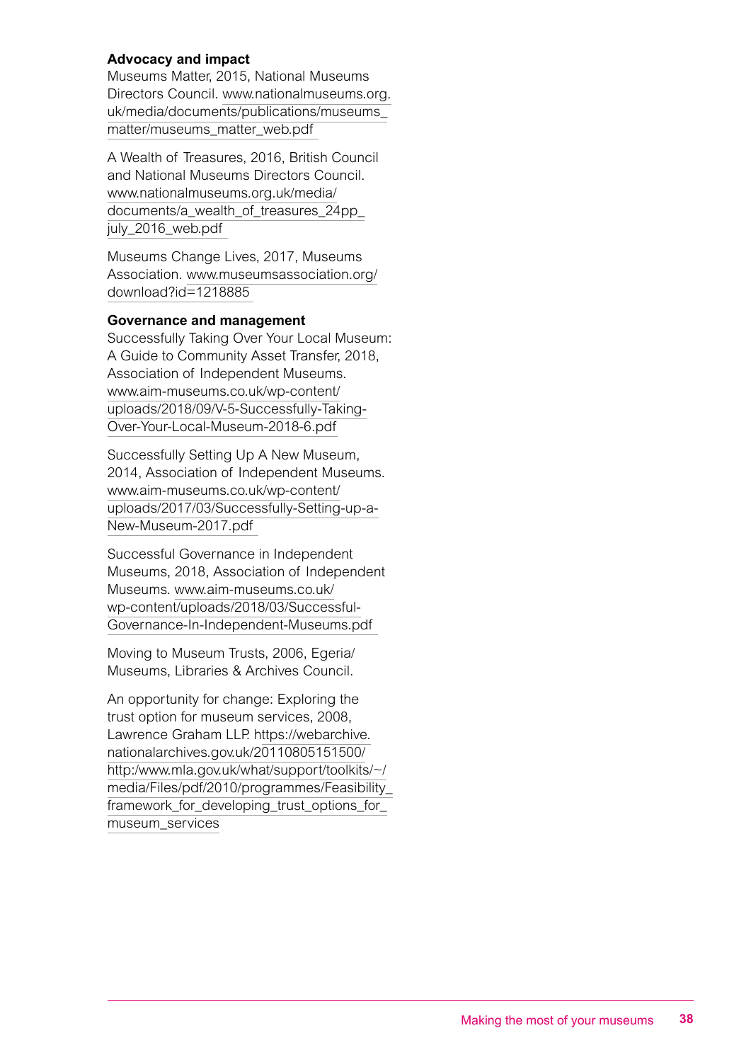**Advocacy and impact**

Museums Matter, 2015, National Museums Directors Council. www.nationalmuseums.org.uk/media/documents/publications/museums_matter/museums_matter_web.pdf

A Wealth of Treasures, 2016, British Council and National Museums Directors Council. www.nationalmuseums.org.uk/media/documents/a_wealth_of_treasures_24pp_july_2016_web.pdf

Museums Change Lives, 2017, Museums Association. www.museumsassociation.org/download?id=1218885

**Governance and management**

Successfully Taking Over Your Local Museum: A Guide to Community Asset Transfer, 2018, Association of Independent Museums. www.aim-museums.co.uk/wp-content/uploads/2018/09/V-5-Successfully-Taking-Over-Your-Local-Museum-2018-6.pdf

Successfully Setting Up A New Museum, 2014, Association of Independent Museums. www.aim-museums.co.uk/wp-content/uploads/2017/03/Successfully-Setting-up-a-New-Museum-2017.pdf

Successful Governance in Independent Museums, 2018, Association of Independent Museums. www.aim-museums.co.uk/wp-content/uploads/2018/03/Successful-Governance-In-Independent-Museums.pdf

Moving to Museum Trusts, 2006, Egeria/Museums, Libraries & Archives Council.

An opportunity for change: Exploring the trust option for museum services, 2008, Lawrence Graham LLP. https://webarchive.nationalarchives.gov.uk/20110805151500/http:/www.mla.gov.uk/what/support/toolkits/~/media/Files/pdf/2010/programmes/Feasibility_framework_for_developing_trust_options_for_museum_services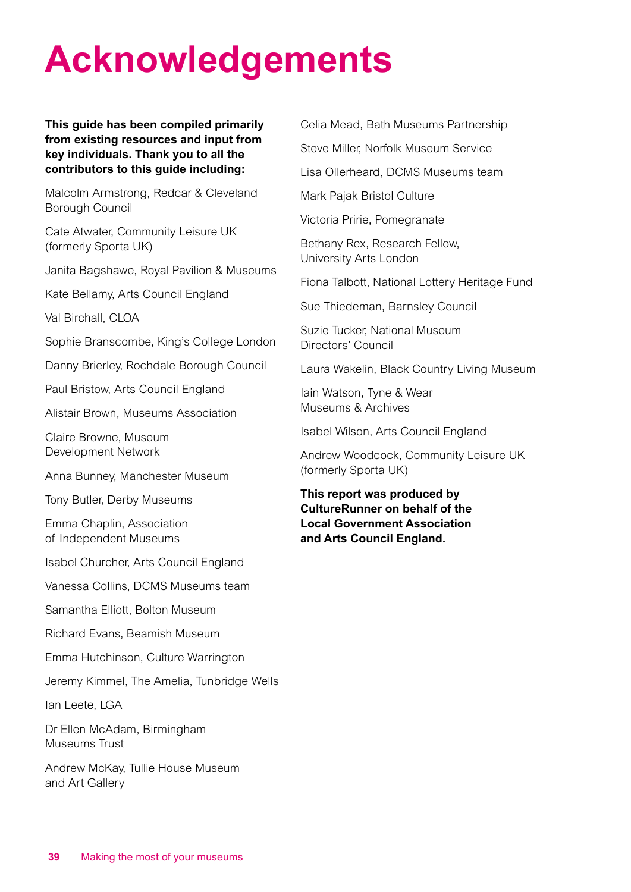# Acknowledgements

**This guide has been compiled primarily from existing resources and input from key individuals. Thank you to all the contributors to this guide including:**

Malcolm Armstrong, Redcar & Cleveland Borough Council

Cate Atwater, Community Leisure UK (formerly Sporta UK)

Janita Bagshawe, Royal Pavilion & Museums

Kate Bellamy, Arts Council England

Val Birchall, CLOA

Sophie Branscombe, King's College London

Danny Brierley, Rochdale Borough Council

Paul Bristow, Arts Council England

Alistair Brown, Museums Association

Claire Browne, Museum Development Network

Anna Bunney, Manchester Museum

Tony Butler, Derby Museums

Emma Chaplin, Association of Independent Museums

Isabel Churcher, Arts Council England

Vanessa Collins, DCMS Museums team

Samantha Elliott, Bolton Museum

Richard Evans, Beamish Museum

Emma Hutchinson, Culture Warrington

Jeremy Kimmel, The Amelia, Tunbridge Wells

Ian Leete, LGA

Dr Ellen McAdam, Birmingham Museums Trust

Andrew McKay, Tullie House Museum and Art Gallery

Celia Mead, Bath Museums Partnership

Steve Miller, Norfolk Museum Service

Lisa Ollerheard, DCMS Museums team

Mark Pajak Bristol Culture

Victoria Pririe, Pomegranate

Bethany Rex, Research Fellow, University Arts London

Fiona Talbott, National Lottery Heritage Fund

Sue Thiedeman, Barnsley Council

Suzie Tucker, National Museum Directors' Council

Laura Wakelin, Black Country Living Museum

Iain Watson, Tyne & Wear Museums & Archives

Isabel Wilson, Arts Council England

Andrew Woodcock, Community Leisure UK (formerly Sporta UK)

**This report was produced by CultureRunner on behalf of the Local Government Association and Arts Council England.**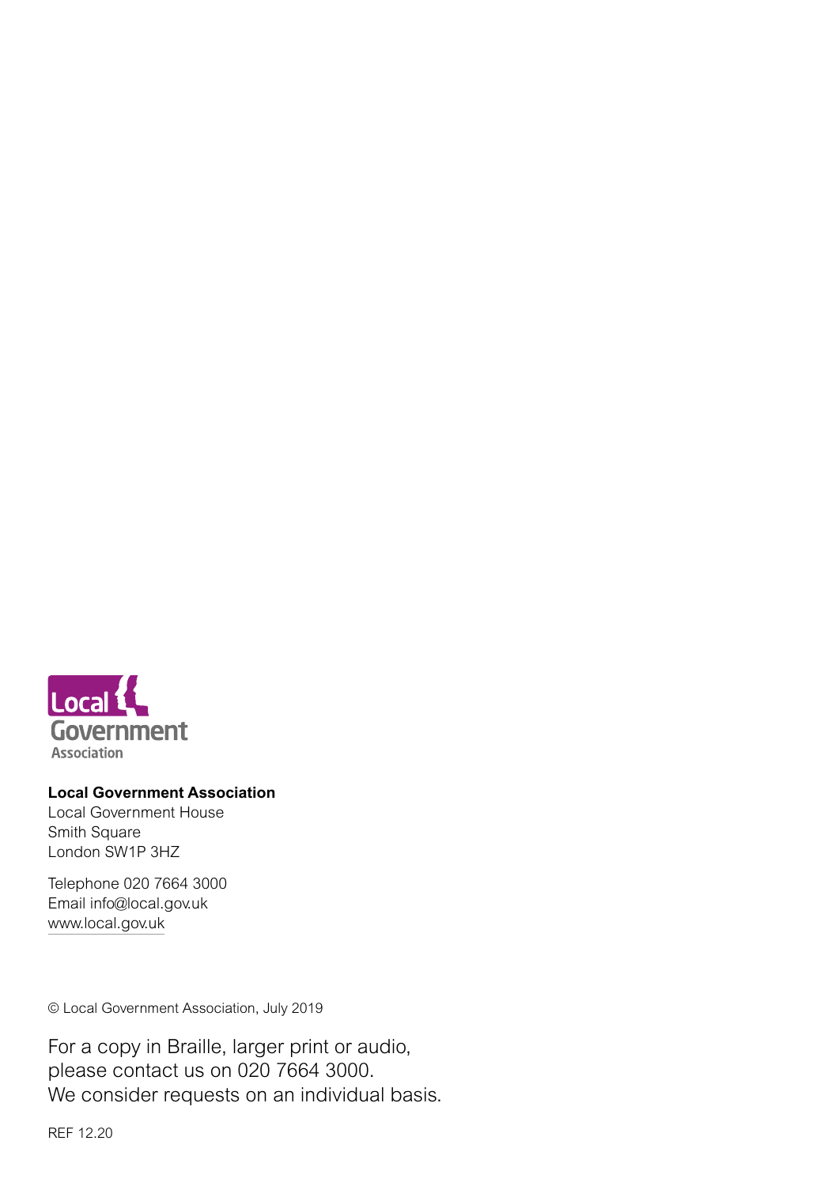Local Government Association

**Local Government Association**
Local Government House
Smith Square
London SW1P 3HZ

Telephone 020 7664 3000
Email info@local.gov.uk
www.local.gov.uk

© Local Government Association, July 2019

For a copy in Braille, larger print or audio, please contact us on 020 7664 3000. We consider requests on an individual basis.

REF 12.20